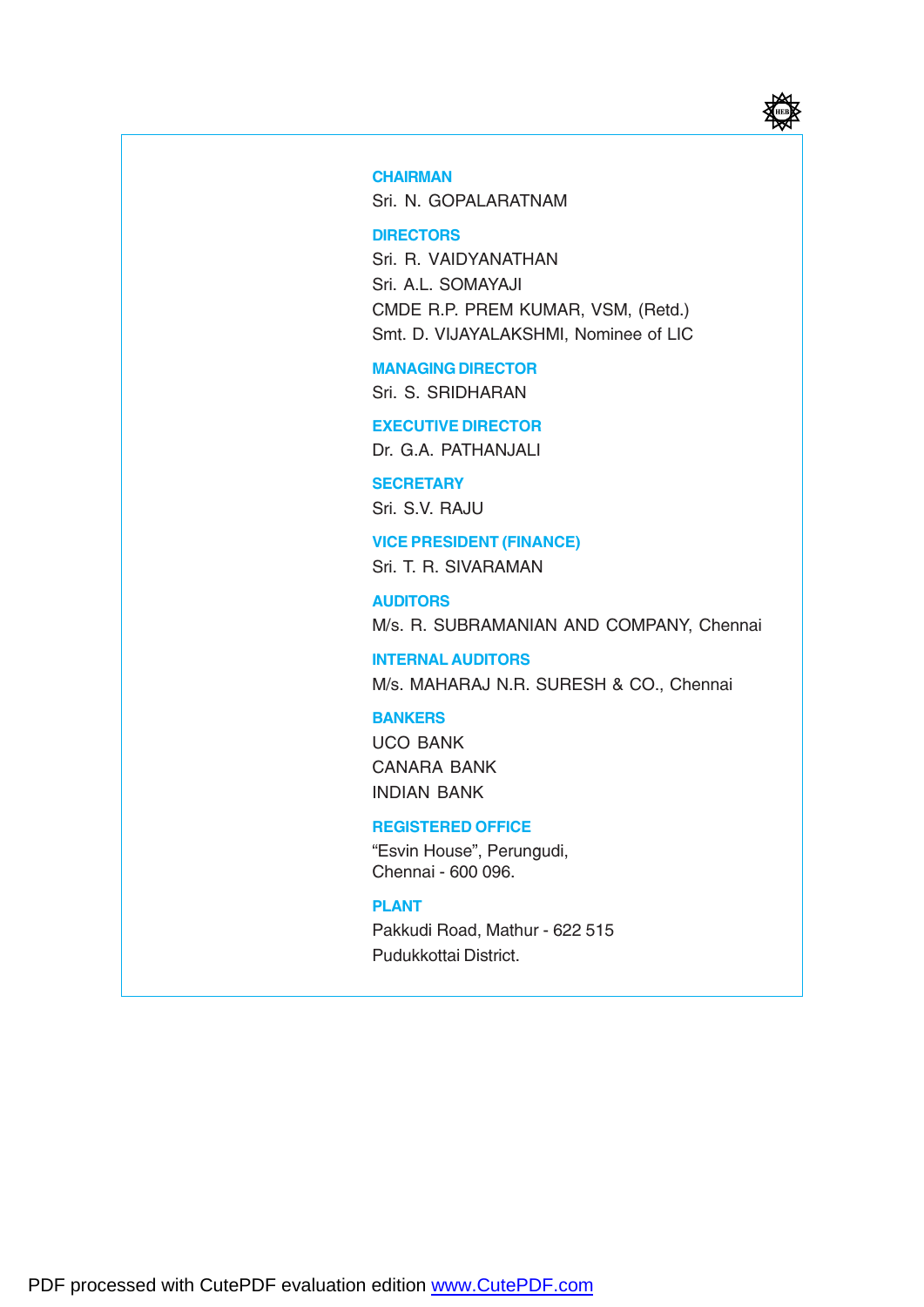## CHAIRMAN

Sri. N. GOPALARATNAM

## DIRECTORS

Sri. R. VAIDYANATHAN

Sri. A.L. SOMAYAJI

CMDE R.P. PREM KUMAR, VSM, (Retd.)

Smt. D. VIJAYALAKSHMI, Nominee of LIC

## MANAGING DIRECTOR

Sri. S. SRIDHARAN

## EXECUTIVE DIRECTOR

Dr. G.A. PATHANJALI

## SECRETARY

Sri. S.V. RAJU

## VICE PRESIDENT (FINANCE)

Sri. T. R. SIVARAMAN

## AUDITORS

M/s. R. SUBRAMANIAN AND COMPANY, Chennai

## INTERNAL AUDITORS

M/s. MAHARAJ N.R. SURESH & CO., Chennai

## BANKERS

UCO BANK

CANARA BANK

INDIAN BANK

## REGISTERED OFFICE

"Esvin House", Perungudi,
Chennai - 600 096.

## PLANT

Pakkudi Road, Mathur - 622 515

Pudukkottai District.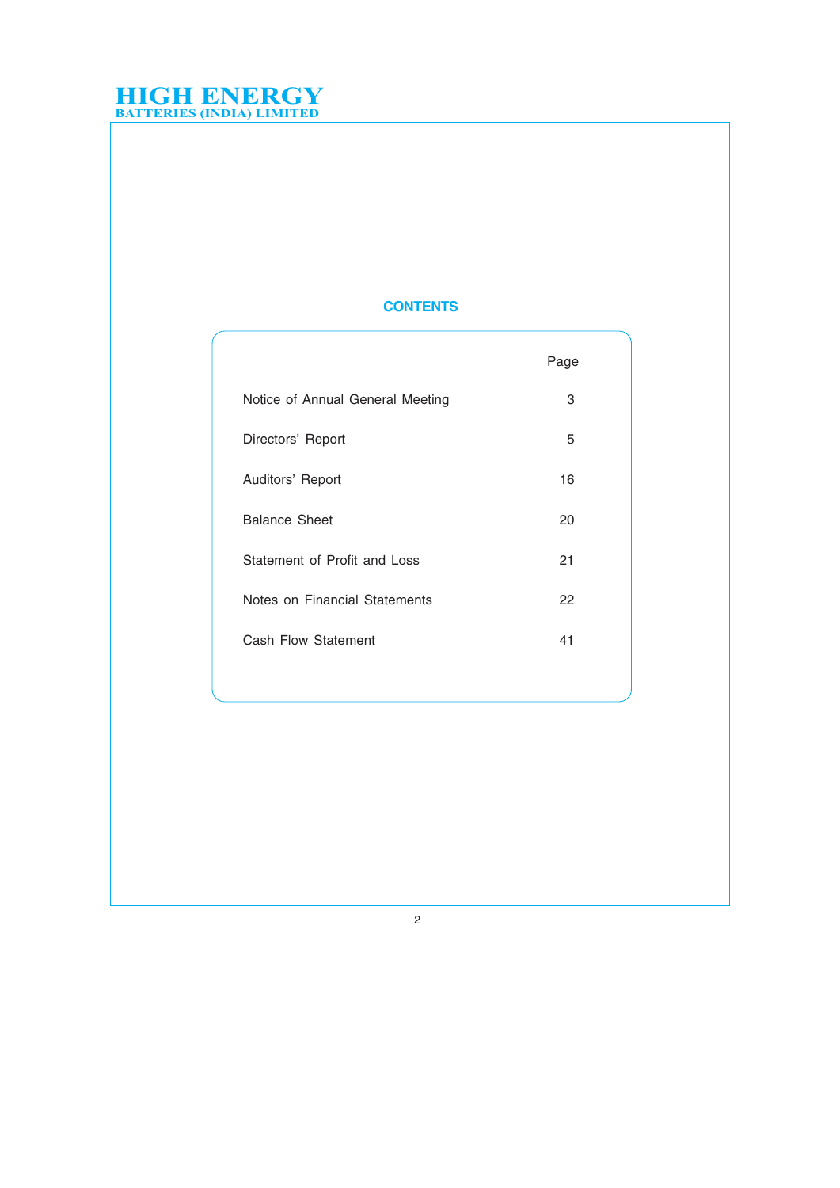## CONTENTS

| | Page |
|---|---|
| Notice of Annual General Meeting | 3 |
| Directors' Report | 5 |
| Auditors' Report | 16 |
| Balance Sheet | 20 |
| Statement of Profit and Loss | 21 |
| Notes on Financial Statements | 22 |
| Cash Flow Statement | 41 |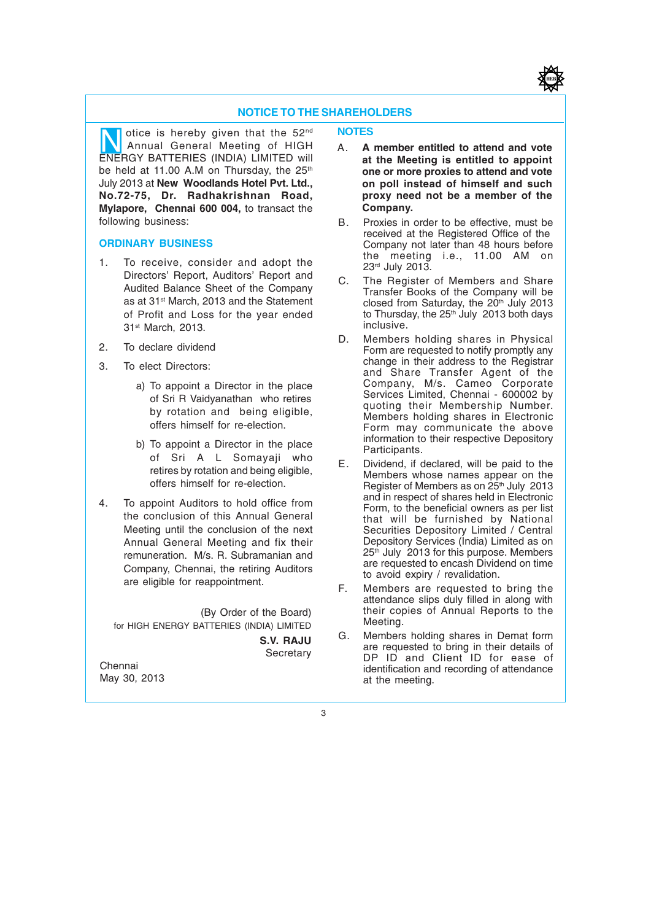# NOTICE TO THE SHAREHOLDERS

Notice is hereby given that the 52nd Annual General Meeting of HIGH ENERGY BATTERIES (INDIA) LIMITED will be held at 11.00 A.M on Thursday, the 25th July 2013 at **New Woodlands Hotel Pvt. Ltd., No.72-75, Dr. Radhakrishnan Road, Mylapore, Chennai 600 004,** to transact the following business:

## ORDINARY BUSINESS

1. To receive, consider and adopt the Directors' Report, Auditors' Report and Audited Balance Sheet of the Company as at 31st March, 2013 and the Statement of Profit and Loss for the year ended 31st March, 2013.
2. To declare dividend
3. To elect Directors:
   a) To appoint a Director in the place of Sri R Vaidyanathan who retires by rotation and being eligible, offers himself for re-election.
   b) To appoint a Director in the place of Sri A L Somayaji who retires by rotation and being eligible, offers himself for re-election.
4. To appoint Auditors to hold office from the conclusion of this Annual General Meeting until the conclusion of the next Annual General Meeting and fix their remuneration. M/s. R. Subramanian and Company, Chennai, the retiring Auditors are eligible for reappointment.

(By Order of the Board)
for HIGH ENERGY BATTERIES (INDIA) LIMITED

**S.V. RAJU**
Secretary

Chennai
May 30, 2013

## NOTES

A. **A member entitled to attend and vote at the Meeting is entitled to appoint one or more proxies to attend and vote on poll instead of himself and such proxy need not be a member of the Company.**

B. Proxies in order to be effective, must be received at the Registered Office of the Company not later than 48 hours before the meeting i.e., 11.00 AM on 23rd July 2013.

C. The Register of Members and Share Transfer Books of the Company will be closed from Saturday, the 20th July 2013 to Thursday, the 25th July 2013 both days inclusive.

D. Members holding shares in Physical Form are requested to notify promptly any change in their address to the Registrar and Share Transfer Agent of the Company, M/s. Cameo Corporate Services Limited, Chennai - 600002 by quoting their Membership Number. Members holding shares in Electronic Form may communicate the above information to their respective Depository Participants.

E. Dividend, if declared, will be paid to the Members whose names appear on the Register of Members as on 25th July 2013 and in respect of shares held in Electronic Form, to the beneficial owners as per list that will be furnished by National Securities Depository Limited / Central Depository Services (India) Limited as on 25th July 2013 for this purpose. Members are requested to encash Dividend on time to avoid expiry / revalidation.

F. Members are requested to bring the attendance slips duly filled in along with their copies of Annual Reports to the Meeting.

G. Members holding shares in Demat form are requested to bring in their details of DP ID and Client ID for ease of identification and recording of attendance at the meeting.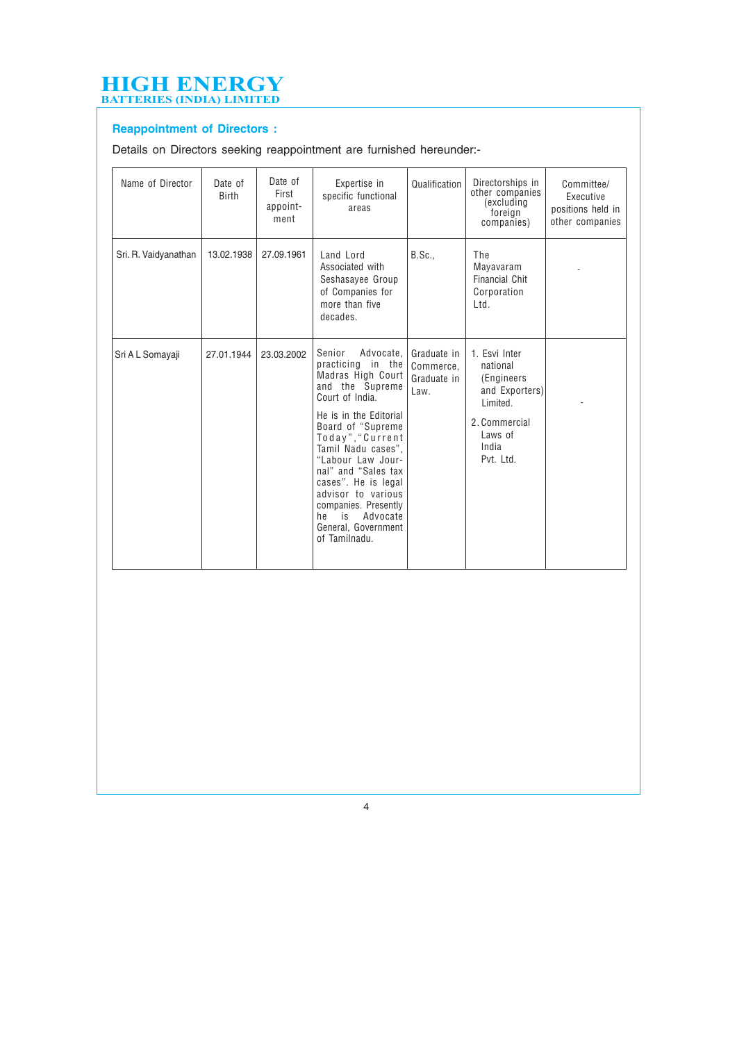HIGH ENERGY
BATTERIES (INDIA) LIMITED

### Reappointment of Directors :

Details on Directors seeking reappointment are furnished hereunder:-

| Name of Director | Date of Birth | Date of First appoint-ment | Expertise in specific functional areas | Qualification | Directorships in other companies (excluding foreign companies) | Committee/ Executive positions held in other companies |
|---|---|---|---|---|---|---|
| Sri. R. Vaidyanathan | 13.02.1938 | 27.09.1961 | Land Lord Associated with Seshasayee Group of Companies for more than five decades. | B.Sc., | The Mayavaram Financial Chit Corporation Ltd. | - |
| Sri A L Somayaji | 27.01.1944 | 23.03.2002 | Senior Advocate, practicing in the Madras High Court and the Supreme Court of India. He is in the Editorial Board of "Supreme Today", "Current Tamil Nadu cases", "Labour Law Journal" and "Sales tax cases". He is legal advisor to various companies. Presently he is Advocate General, Government of Tamilnadu. | Graduate in Commerce, Graduate in Law. | 1. Esvi International (Engineers and Exporters) Limited. 2. Commercial Laws of India Pvt. Ltd. | - |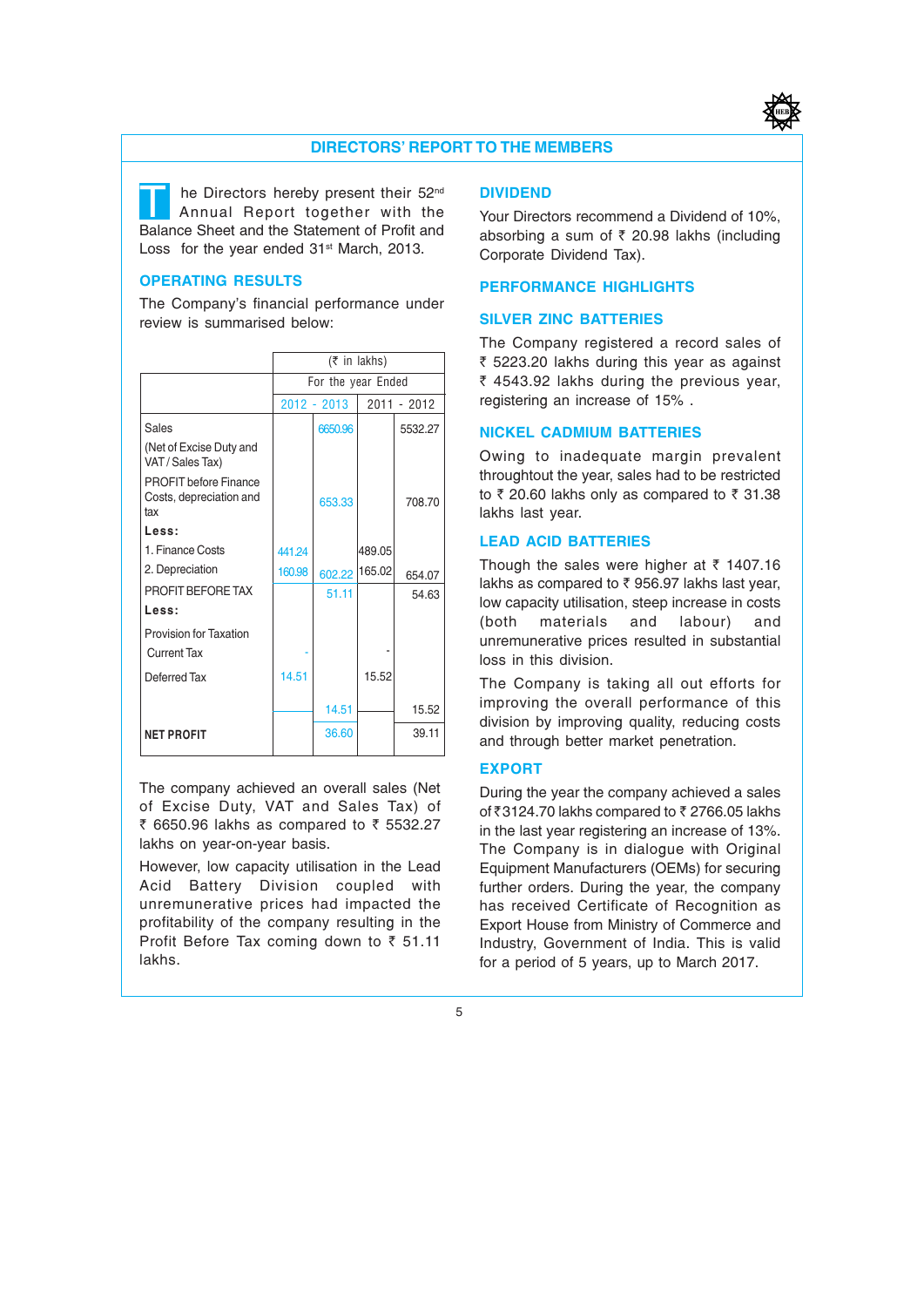# DIRECTORS' REPORT TO THE MEMBERS

The Directors hereby present their 52nd Annual Report together with the Balance Sheet and the Statement of Profit and Loss for the year ended 31st March, 2013.

## OPERATING RESULTS

The Company's financial performance under review is summarised below:

| | (₹ in lakhs) | | | |
|---|---|---|---|---|
| | For the year Ended | | | |
| | 2012 - 2013 | | 2011 - 2012 | |
| Sales (Net of Excise Duty and VAT / Sales Tax) | | 6650.96 | | 5532.27 |
| PROFIT before Finance Costs, depreciation and tax | | 653.33 | | 708.70 |
| **Less:** | | | | |
| 1. Finance Costs | 441.24 | | 489.05 | |
| 2. Depreciation | 160.98 | 602.22 | 165.02 | 654.07 |
| PROFIT BEFORE TAX | | 51.11 | | 54.63 |
| **Less:** | | | | |
| Provision for Taxation | | | | |
| Current Tax | - | | - | |
| Deferred Tax | 14.51 | | 15.52 | |
| | | 14.51 | | 15.52 |
| **NET PROFIT** | | 36.60 | | 39.11 |

The company achieved an overall sales (Net of Excise Duty, VAT and Sales Tax) of ₹ 6650.96 lakhs as compared to ₹ 5532.27 lakhs on year-on-year basis.

However, low capacity utilisation in the Lead Acid Battery Division coupled with unremunerative prices had impacted the profitability of the company resulting in the Profit Before Tax coming down to ₹ 51.11 lakhs.

## DIVIDEND

Your Directors recommend a Dividend of 10%, absorbing a sum of ₹ 20.98 lakhs (including Corporate Dividend Tax).

## PERFORMANCE HIGHLIGHTS

### SILVER ZINC BATTERIES

The Company registered a record sales of ₹ 5223.20 lakhs during this year as against ₹ 4543.92 lakhs during the previous year, registering an increase of 15% .

### NICKEL CADMIUM BATTERIES

Owing to inadequate margin prevalent throughtout the year, sales had to be restricted to ₹ 20.60 lakhs only as compared to ₹ 31.38 lakhs last year.

### LEAD ACID BATTERIES

Though the sales were higher at ₹ 1407.16 lakhs as compared to ₹ 956.97 lakhs last year, low capacity utilisation, steep increase in costs (both materials and labour) and unremunerative prices resulted in substantial loss in this division.

The Company is taking all out efforts for improving the overall performance of this division by improving quality, reducing costs and through better market penetration.

### EXPORT

During the year the company achieved a sales of ₹3124.70 lakhs compared to ₹ 2766.05 lakhs in the last year registering an increase of 13%. The Company is in dialogue with Original Equipment Manufacturers (OEMs) for securing further orders. During the year, the company has received Certificate of Recognition as Export House from Ministry of Commerce and Industry, Government of India. This is valid for a period of 5 years, up to March 2017.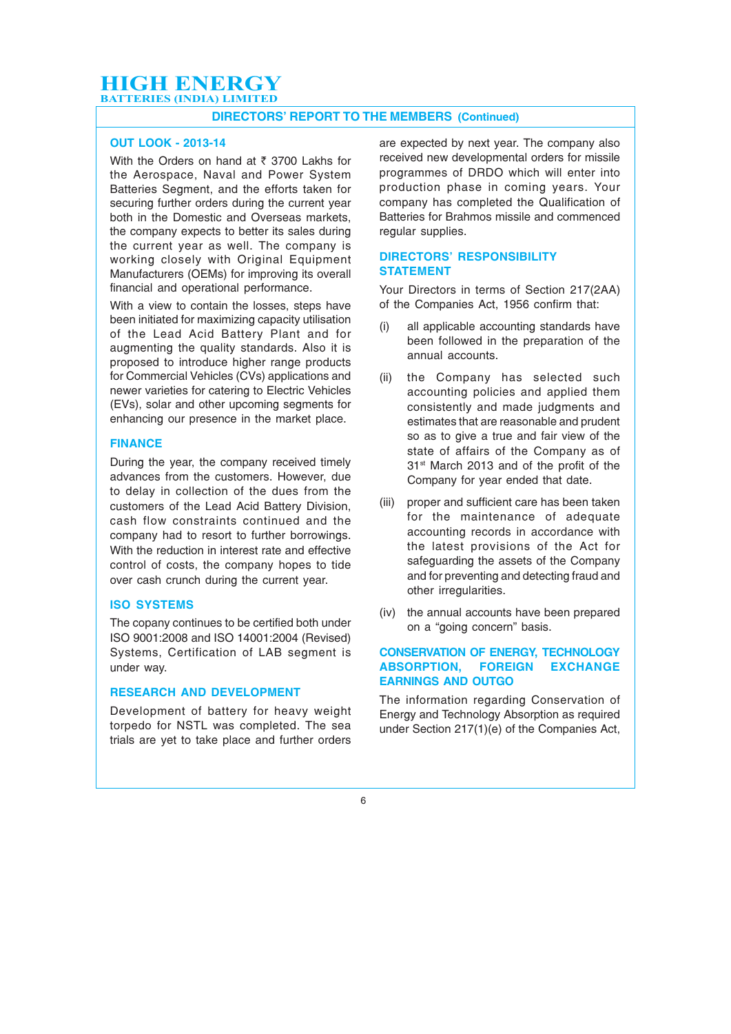## OUT LOOK - 2013-14

With the Orders on hand at ₹ 3700 Lakhs for the Aerospace, Naval and Power System Batteries Segment, and the efforts taken for securing further orders during the current year both in the Domestic and Overseas markets, the company expects to better its sales during the current year as well. The company is working closely with Original Equipment Manufacturers (OEMs) for improving its overall financial and operational performance.

With a view to contain the losses, steps have been initiated for maximizing capacity utilisation of the Lead Acid Battery Plant and for augmenting the quality standards. Also it is proposed to introduce higher range products for Commercial Vehicles (CVs) applications and newer varieties for catering to Electric Vehicles (EVs), solar and other upcoming segments for enhancing our presence in the market place.

## FINANCE

During the year, the company received timely advances from the customers. However, due to delay in collection of the dues from the customers of the Lead Acid Battery Division, cash flow constraints continued and the company had to resort to further borrowings. With the reduction in interest rate and effective control of costs, the company hopes to tide over cash crunch during the current year.

## ISO SYSTEMS

The copany continues to be certified both under ISO 9001:2008 and ISO 14001:2004 (Revised) Systems, Certification of LAB segment is under way.

## RESEARCH AND DEVELOPMENT

Development of battery for heavy weight torpedo for NSTL was completed. The sea trials are yet to take place and further orders are expected by next year. The company also received new developmental orders for missile programmes of DRDO which will enter into production phase in coming years. Your company has completed the Qualification of Batteries for Brahmos missile and commenced regular supplies.

## DIRECTORS' RESPONSIBILITY STATEMENT

Your Directors in terms of Section 217(2AA) of the Companies Act, 1956 confirm that:

(i) all applicable accounting standards have been followed in the preparation of the annual accounts.

(ii) the Company has selected such accounting policies and applied them consistently and made judgments and estimates that are reasonable and prudent so as to give a true and fair view of the state of affairs of the Company as of 31st March 2013 and of the profit of the Company for year ended that date.

(iii) proper and sufficient care has been taken for the maintenance of adequate accounting records in accordance with the latest provisions of the Act for safeguarding the assets of the Company and for preventing and detecting fraud and other irregularities.

(iv) the annual accounts have been prepared on a "going concern" basis.

## CONSERVATION OF ENERGY, TECHNOLOGY ABSORPTION, FOREIGN EXCHANGE EARNINGS AND OUTGO

The information regarding Conservation of Energy and Technology Absorption as required under Section 217(1)(e) of the Companies Act,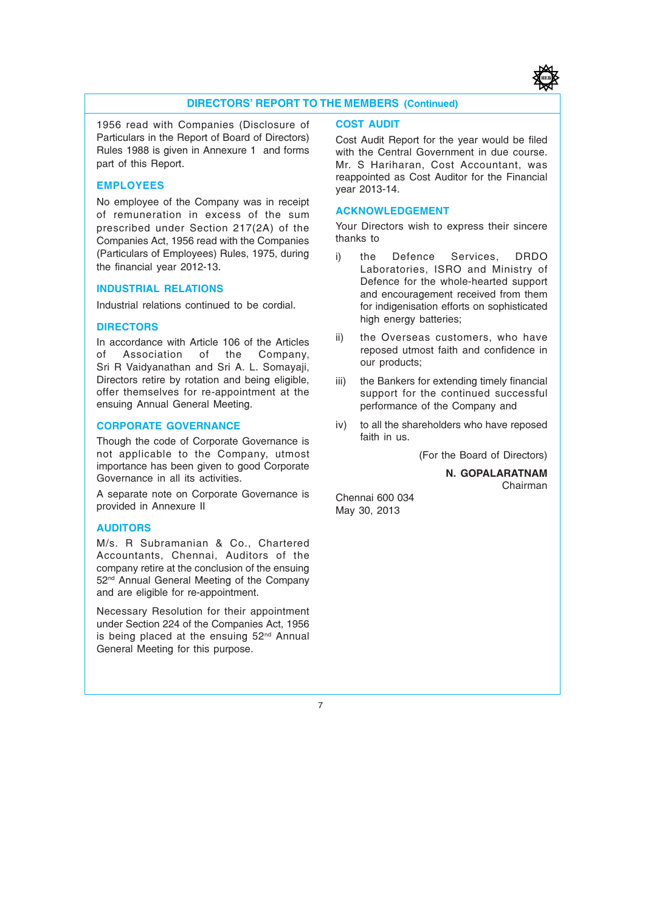1956 read with Companies (Disclosure of Particulars in the Report of Board of Directors) Rules 1988 is given in Annexure 1 and forms part of this Report.

## EMPLOYEES

No employee of the Company was in receipt of remuneration in excess of the sum prescribed under Section 217(2A) of the Companies Act, 1956 read with the Companies (Particulars of Employees) Rules, 1975, during the financial year 2012-13.

## INDUSTRIAL RELATIONS

Industrial relations continued to be cordial.

## DIRECTORS

In accordance with Article 106 of the Articles of Association of the Company, Sri R Vaidyanathan and Sri A. L. Somayaji, Directors retire by rotation and being eligible, offer themselves for re-appointment at the ensuing Annual General Meeting.

## CORPORATE GOVERNANCE

Though the code of Corporate Governance is not applicable to the Company, utmost importance has been given to good Corporate Governance in all its activities.

A separate note on Corporate Governance is provided in Annexure II

## AUDITORS

M/s. R Subramanian & Co., Chartered Accountants, Chennai, Auditors of the company retire at the conclusion of the ensuing 52nd Annual General Meeting of the Company and are eligible for re-appointment.

Necessary Resolution for their appointment under Section 224 of the Companies Act, 1956 is being placed at the ensuing 52nd Annual General Meeting for this purpose.

## COST AUDIT

Cost Audit Report for the year would be filed with the Central Government in due course. Mr. S Hariharan, Cost Accountant, was reappointed as Cost Auditor for the Financial year 2013-14.

## ACKNOWLEDGEMENT

Your Directors wish to express their sincere thanks to

i) the Defence Services, DRDO Laboratories, ISRO and Ministry of Defence for the whole-hearted support and encouragement received from them for indigenisation efforts on sophisticated high energy batteries;

ii) the Overseas customers, who have reposed utmost faith and confidence in our products;

iii) the Bankers for extending timely financial support for the continued successful performance of the Company and

iv) to all the shareholders who have reposed faith in us.

(For the Board of Directors)

**N. GOPALARATNAM**
Chairman

Chennai 600 034
May 30, 2013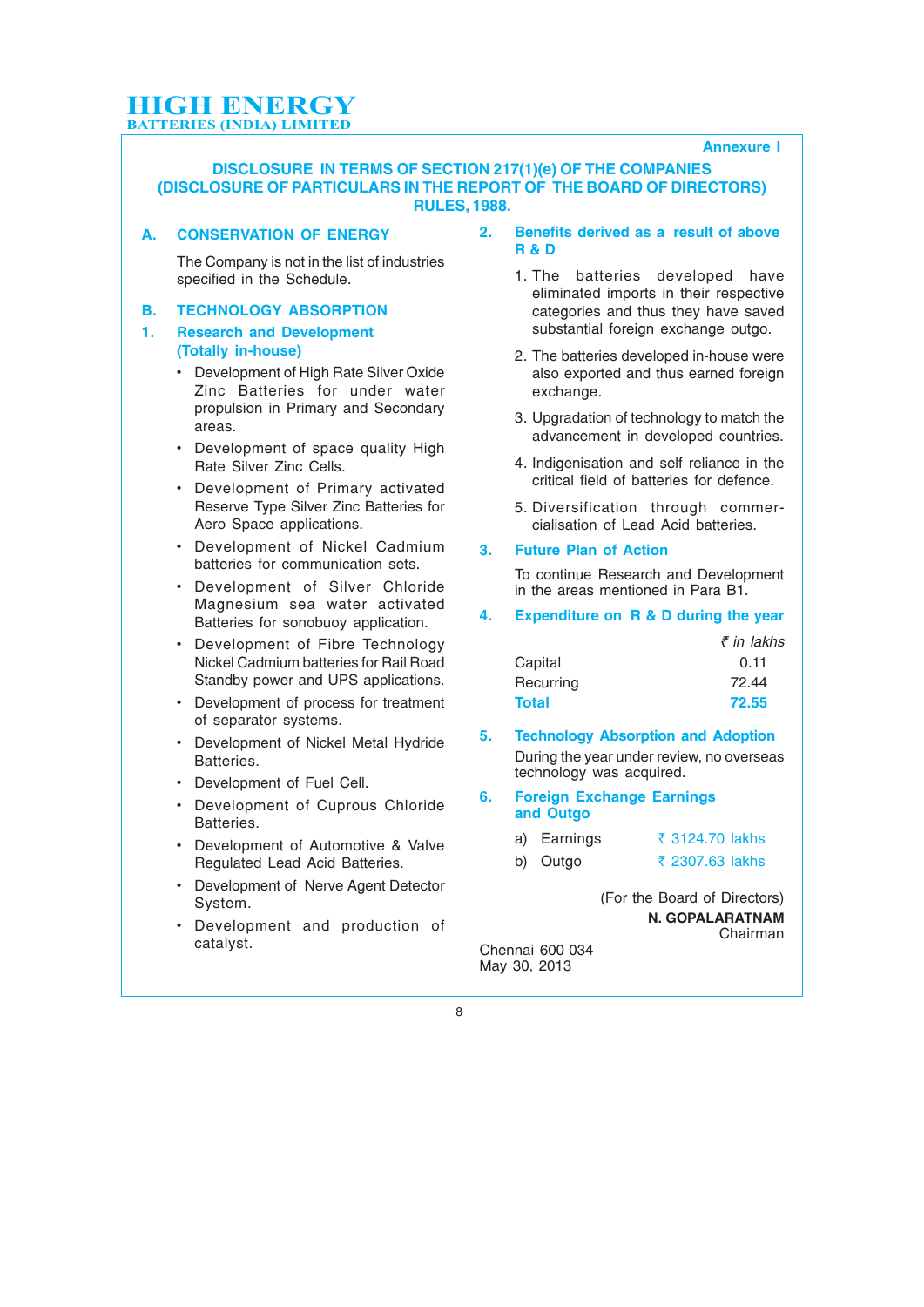Annexure I

## DISCLOSURE IN TERMS OF SECTION 217(1)(e) OF THE COMPANIES (DISCLOSURE OF PARTICULARS IN THE REPORT OF THE BOARD OF DIRECTORS) RULES, 1988.

### A. CONSERVATION OF ENERGY

The Company is not in the list of industries specified in the Schedule.

### B. TECHNOLOGY ABSORPTION

#### 1. Research and Development (Totally in-house)

- Development of High Rate Silver Oxide Zinc Batteries for under water propulsion in Primary and Secondary areas.
- Development of space quality High Rate Silver Zinc Cells.
- Development of Primary activated Reserve Type Silver Zinc Batteries for Aero Space applications.
- Development of Nickel Cadmium batteries for communication sets.
- Development of Silver Chloride Magnesium sea water activated Batteries for sonobuoy application.
- Development of Fibre Technology Nickel Cadmium batteries for Rail Road Standby power and UPS applications.
- Development of process for treatment of separator systems.
- Development of Nickel Metal Hydride Batteries.
- Development of Fuel Cell.
- Development of Cuprous Chloride Batteries.
- Development of Automotive & Valve Regulated Lead Acid Batteries.
- Development of Nerve Agent Detector System.
- Development and production of catalyst.

#### 2. Benefits derived as a result of above R & D

1. The batteries developed have eliminated imports in their respective categories and thus they have saved substantial foreign exchange outgo.
2. The batteries developed in-house were also exported and thus earned foreign exchange.
3. Upgradation of technology to match the advancement in developed countries.
4. Indigenisation and self reliance in the critical field of batteries for defence.
5. Diversification through commercialisation of Lead Acid batteries.

#### 3. Future Plan of Action

To continue Research and Development in the areas mentioned in Para B1.

#### 4. Expenditure on R & D during the year

| | *₹ in lakhs* |
|---|---|
| Capital | 0.11 |
| Recurring | 72.44 |
| **Total** | **72.55** |

#### 5. Technology Absorption and Adoption

During the year under review, no overseas technology was acquired.

#### 6. Foreign Exchange Earnings and Outgo

a) Earnings ₹ 3124.70 lakhs

b) Outgo ₹ 2307.63 lakhs

(For the Board of Directors)

**N. GOPALARATNAM**
Chairman

Chennai 600 034
May 30, 2013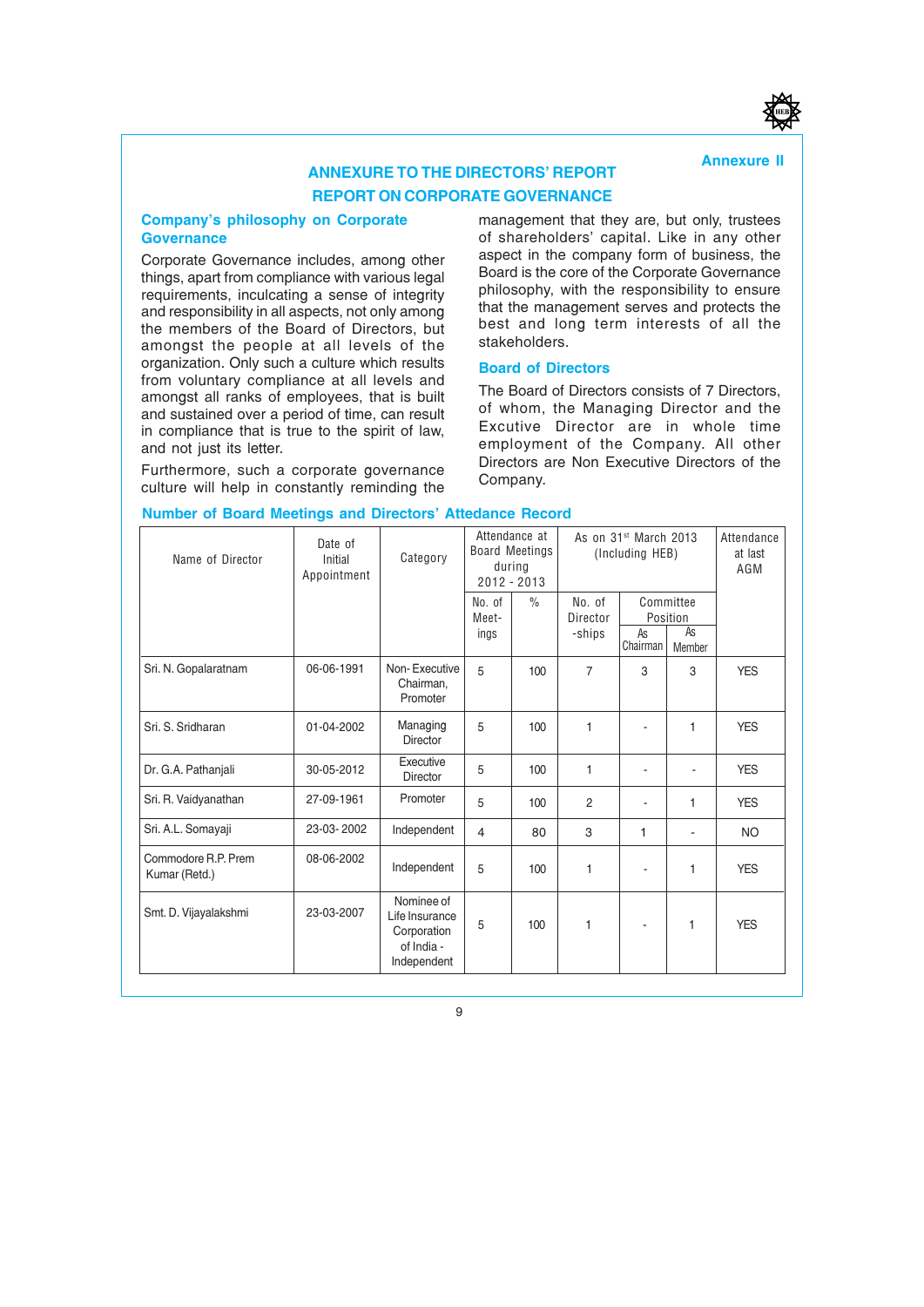Annexure II

# ANNEXURE TO THE DIRECTORS' REPORT

## REPORT ON CORPORATE GOVERNANCE

### Company's philosophy on Corporate Governance

Corporate Governance includes, among other things, apart from compliance with various legal requirements, inculcating a sense of integrity and responsibility in all aspects, not only among the members of the Board of Directors, but amongst the people at all levels of the organization. Only such a culture which results from voluntary compliance at all levels and amongst all ranks of employees, that is built and sustained over a period of time, can result in compliance that is true to the spirit of law, and not just its letter.

Furthermore, such a corporate governance culture will help in constantly reminding the management that they are, but only, trustees of shareholders' capital. Like in any other aspect in the company form of business, the Board is the core of the Corporate Governance philosophy, with the responsibility to ensure that the management serves and protects the best and long term interests of all the stakeholders.

### Board of Directors

The Board of Directors consists of 7 Directors, of whom, the Managing Director and the Excutive Director are in whole time employment of the Company. All other Directors are Non Executive Directors of the Company.

### Number of Board Meetings and Directors' Attedance Record

| Name of Director | Date of Initial Appointment | Category | Attendance at Board Meetings during 2012 - 2013 | | As on 31st March 2013 (Including HEB) | | | Attendance at last AGM |
|---|---|---|---|---|---|---|---|---|
| | | | No. of Meet-ings | % | No. of Director -ships | Committee Position | | |
| | | | | | | As Chairman | As Member | |
| Sri. N. Gopalaratnam | 06-06-1991 | Non- Executive Chairman, Promoter | 5 | 100 | 7 | 3 | 3 | YES |
| Sri. S. Sridharan | 01-04-2002 | Managing Director | 5 | 100 | 1 | - | 1 | YES |
| Dr. G.A. Pathanjali | 30-05-2012 | Executive Director | 5 | 100 | 1 | - | - | YES |
| Sri. R. Vaidyanathan | 27-09-1961 | Promoter | 5 | 100 | 2 | - | 1 | YES |
| Sri. A.L. Somayaji | 23-03- 2002 | Independent | 4 | 80 | 3 | 1 | - | NO |
| Commodore R.P. Prem Kumar (Retd.) | 08-06-2002 | Independent | 5 | 100 | 1 | - | 1 | YES |
| Smt. D. Vijayalakshmi | 23-03-2007 | Nominee of Life Insurance Corporation of India - Independent | 5 | 100 | 1 | - | 1 | YES |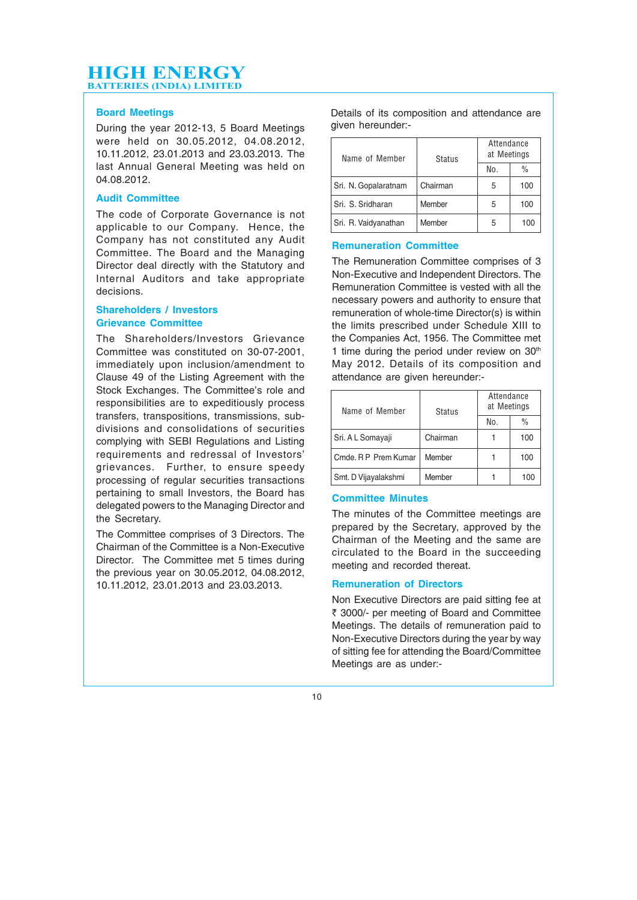## Board Meetings

During the year 2012-13, 5 Board Meetings were held on 30.05.2012, 04.08.2012, 10.11.2012, 23.01.2013 and 23.03.2013. The last Annual General Meeting was held on 04.08.2012.

## Audit Committee

The code of Corporate Governance is not applicable to our Company. Hence, the Company has not constituted any Audit Committee. The Board and the Managing Director deal directly with the Statutory and Internal Auditors and take appropriate decisions.

## Shareholders / Investors Grievance Committee

The Shareholders/Investors Grievance Committee was constituted on 30-07-2001, immediately upon inclusion/amendment to Clause 49 of the Listing Agreement with the Stock Exchanges. The Committee's role and responsibilities are to expeditiously process transfers, transpositions, transmissions, sub-divisions and consolidations of securities complying with SEBI Regulations and Listing requirements and redressal of Investors' grievances. Further, to ensure speedy processing of regular securities transactions pertaining to small Investors, the Board has delegated powers to the Managing Director and the Secretary.

The Committee comprises of 3 Directors. The Chairman of the Committee is a Non-Executive Director. The Committee met 5 times during the previous year on 30.05.2012, 04.08.2012, 10.11.2012, 23.01.2013 and 23.03.2013.

Details of its composition and attendance are given hereunder:-

| Name of Member | Status | Attendance at Meetings | |
|---|---|---|---|
| | | No. | % |
| Sri. N. Gopalaratnam | Chairman | 5 | 100 |
| Sri. S. Sridharan | Member | 5 | 100 |
| Sri. R. Vaidyanathan | Member | 5 | 100 |

## Remuneration Committee

The Remuneration Committee comprises of 3 Non-Executive and Independent Directors. The Remuneration Committee is vested with all the necessary powers and authority to ensure that remuneration of whole-time Director(s) is within the limits prescribed under Schedule XIII to the Companies Act, 1956. The Committee met 1 time during the period under review on 30th May 2012. Details of its composition and attendance are given hereunder:-

| Name of Member | Status | Attendance at Meetings | |
|---|---|---|---|
| | | No. | % |
| Sri. A L Somayaji | Chairman | 1 | 100 |
| Cmde. R P Prem Kumar | Member | 1 | 100 |
| Smt. D Vijayalakshmi | Member | 1 | 100 |

## Committee Minutes

The minutes of the Committee meetings are prepared by the Secretary, approved by the Chairman of the Meeting and the same are circulated to the Board in the succeeding meeting and recorded thereat.

## Remuneration of Directors

Non Executive Directors are paid sitting fee at ₹ 3000/- per meeting of Board and Committee Meetings. The details of remuneration paid to Non-Executive Directors during the year by way of sitting fee for attending the Board/Committee Meetings are as under:-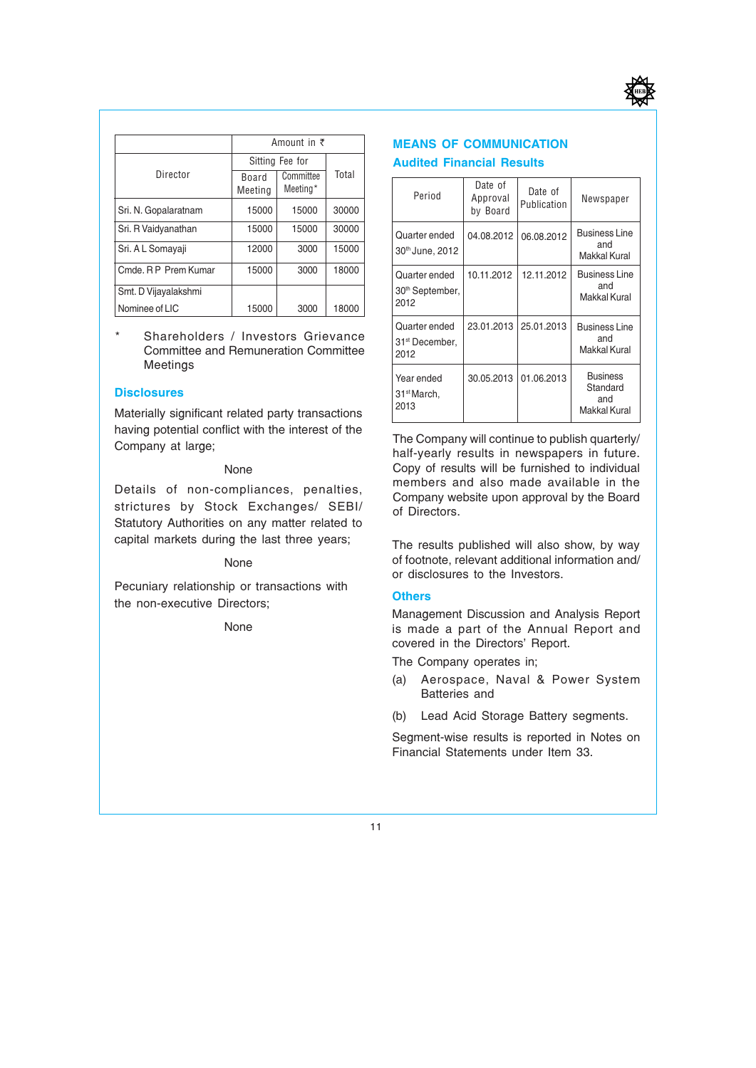| Director | Amount in ₹ | | |
|---|---|---|---|
| | Sitting Fee for | | Total |
| | Board Meeting | Committee Meeting* | |
| Sri. N. Gopalaratnam | 15000 | 15000 | 30000 |
| Sri. R Vaidyanathan | 15000 | 15000 | 30000 |
| Sri. A L Somayaji | 12000 | 3000 | 15000 |
| Cmde. R P Prem Kumar | 15000 | 3000 | 18000 |
| Smt. D Vijayalakshmi Nominee of LIC | 15000 | 3000 | 18000 |

\* Shareholders / Investors Grievance Committee and Remuneration Committee Meetings

## Disclosures

Materially significant related party transactions having potential conflict with the interest of the Company at large;

None

Details of non-compliances, penalties, strictures by Stock Exchanges/ SEBI/ Statutory Authorities on any matter related to capital markets during the last three years;

None

Pecuniary relationship or transactions with the non-executive Directors;

None

## MEANS OF COMMUNICATION

### Audited Financial Results

| Period | Date of Approval by Board | Date of Publication | Newspaper |
|---|---|---|---|
| Quarter ended 30th June, 2012 | 04.08.2012 | 06.08.2012 | Business Line and Makkal Kural |
| Quarter ended 30th September, 2012 | 10.11.2012 | 12.11.2012 | Business Line and Makkal Kural |
| Quarter ended 31st December, 2012 | 23.01.2013 | 25.01.2013 | Business Line and Makkal Kural |
| Year ended 31st March, 2013 | 30.05.2013 | 01.06.2013 | Business Standard and Makkal Kural |

The Company will continue to publish quarterly/ half-yearly results in newspapers in future. Copy of results will be furnished to individual members and also made available in the Company website upon approval by the Board of Directors.

The results published will also show, by way of footnote, relevant additional information and/ or disclosures to the Investors.

### Others

Management Discussion and Analysis Report is made a part of the Annual Report and covered in the Directors' Report.

The Company operates in;

(a) Aerospace, Naval & Power System Batteries and

(b) Lead Acid Storage Battery segments.

Segment-wise results is reported in Notes on Financial Statements under Item 33.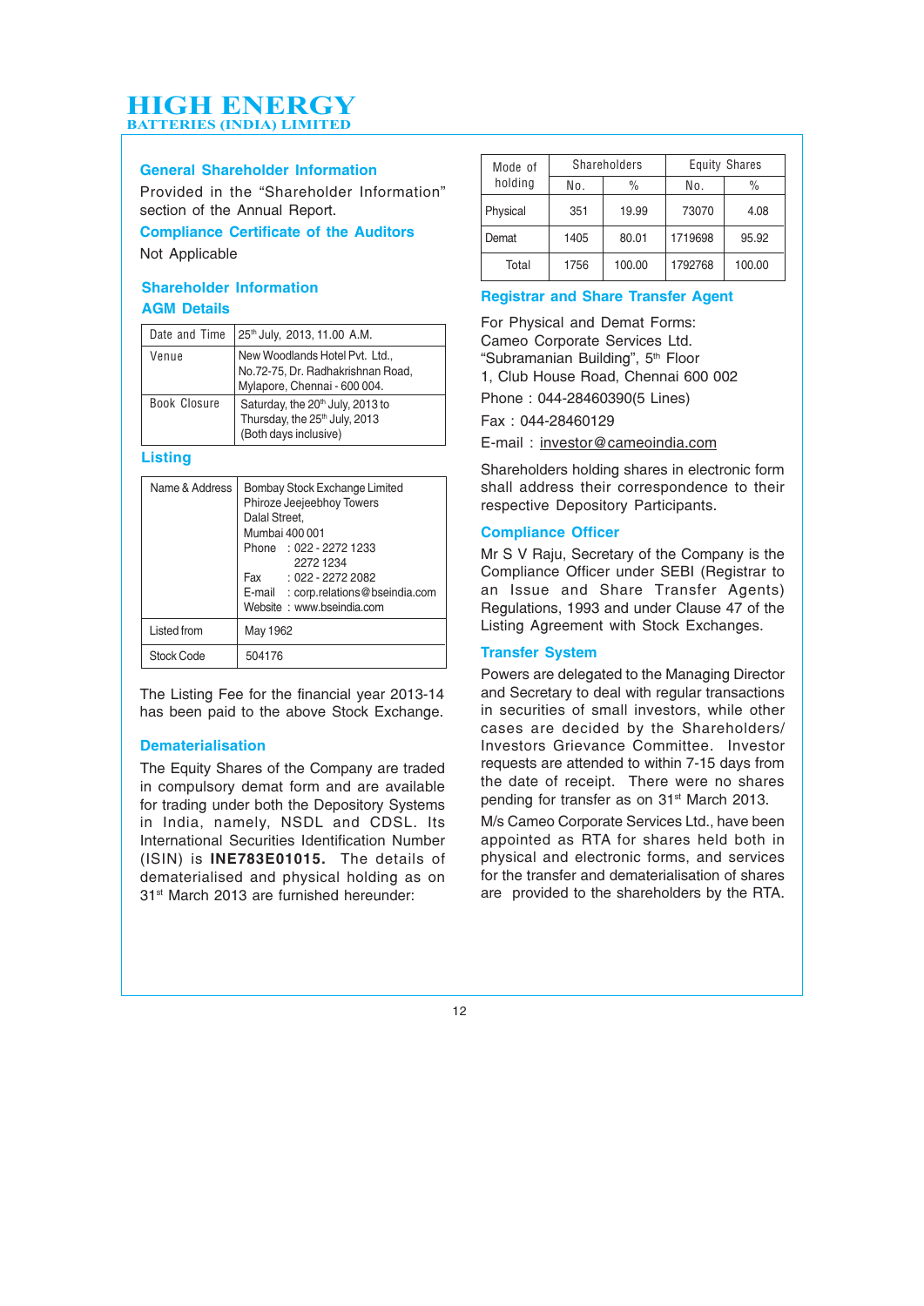## General Shareholder Information

Provided in the "Shareholder Information" section of the Annual Report.

## Compliance Certificate of the Auditors

Not Applicable

## Shareholder Information

### AGM Details

| | |
|---|---|
| Date and Time | 25th July, 2013, 11.00 A.M. |
| Venue | New Woodlands Hotel Pvt. Ltd., No.72-75, Dr. Radhakrishnan Road, Mylapore, Chennai - 600 004. |
| Book Closure | Saturday, the 20th July, 2013 to Thursday, the 25th July, 2013 (Both days inclusive) |

### Listing

| | |
|---|---|
| Name & Address | Bombay Stock Exchange Limited<br>Phiroze Jeejeebhoy Towers<br>Dalal Street,<br>Mumbai 400 001<br>Phone : 022 - 2272 1233<br>2272 1234<br>Fax : 022 - 2272 2082<br>E-mail : corp.relations@bseindia.com<br>Website : www.bseindia.com |
| Listed from | May 1962 |
| Stock Code | 504176 |

The Listing Fee for the financial year 2013-14 has been paid to the above Stock Exchange.

### Dematerialisation

The Equity Shares of the Company are traded in compulsory demat form and are available for trading under both the Depository Systems in India, namely, NSDL and CDSL. Its International Securities Identification Number (ISIN) is **INE783E01015.** The details of dematerialised and physical holding as on 31st March 2013 are furnished hereunder:

| Mode of holding | Shareholders | | Equity Shares | |
|---|---|---|---|---|
| | No. | % | No. | % |
| Physical | 351 | 19.99 | 73070 | 4.08 |
| Demat | 1405 | 80.01 | 1719698 | 95.92 |
| Total | 1756 | 100.00 | 1792768 | 100.00 |

### Registrar and Share Transfer Agent

For Physical and Demat Forms:
Cameo Corporate Services Ltd.
"Subramanian Building", 5th Floor
1, Club House Road, Chennai 600 002

Phone : 044-28460390(5 Lines)

Fax : 044-28460129

E-mail : investor@cameoindia.com

Shareholders holding shares in electronic form shall address their correspondence to their respective Depository Participants.

### Compliance Officer

Mr S V Raju, Secretary of the Company is the Compliance Officer under SEBI (Registrar to an Issue and Share Transfer Agents) Regulations, 1993 and under Clause 47 of the Listing Agreement with Stock Exchanges.

### Transfer System

Powers are delegated to the Managing Director and Secretary to deal with regular transactions in securities of small investors, while other cases are decided by the Shareholders/ Investors Grievance Committee. Investor requests are attended to within 7-15 days from the date of receipt. There were no shares pending for transfer as on 31st March 2013.

M/s Cameo Corporate Services Ltd., have been appointed as RTA for shares held both in physical and electronic forms, and services for the transfer and dematerialisation of shares are provided to the shareholders by the RTA.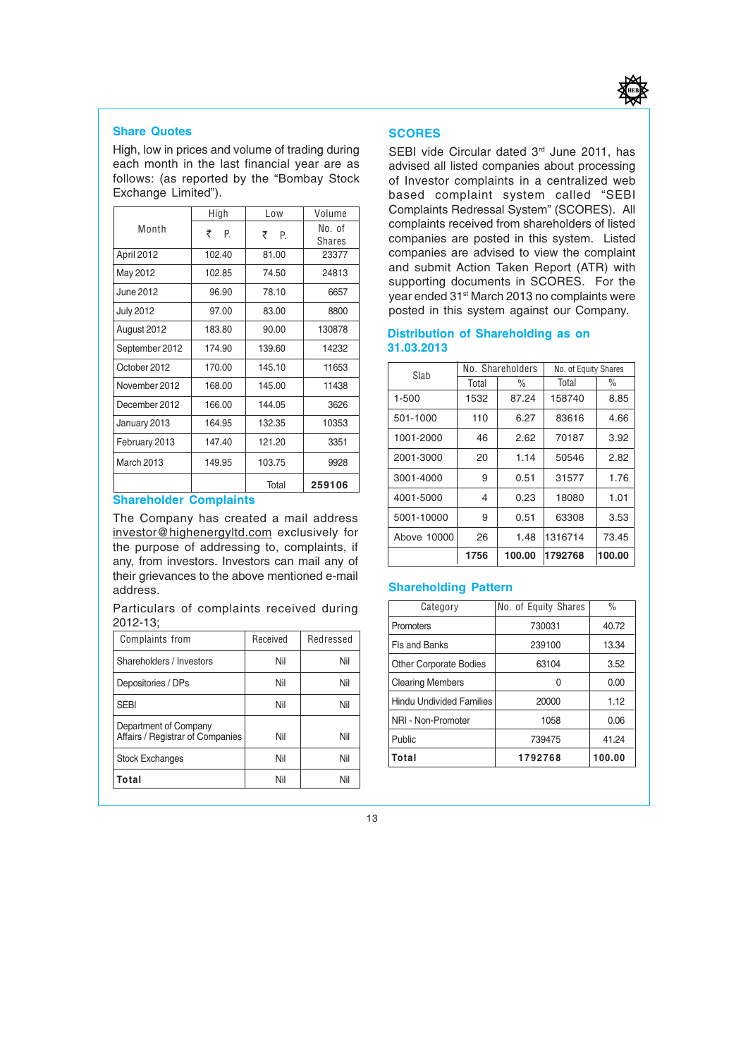## Share Quotes

High, low in prices and volume of trading during each month in the last financial year are as follows: (as reported by the "Bombay Stock Exchange Limited").

| Month | High | Low | Volume |
|---|---|---|---|
| | ₹ P. | ₹ P. | No. of Shares |
| April 2012 | 102.40 | 81.00 | 23377 |
| May 2012 | 102.85 | 74.50 | 24813 |
| June 2012 | 96.90 | 78.10 | 6657 |
| July 2012 | 97.00 | 83.00 | 8800 |
| August 2012 | 183.80 | 90.00 | 130878 |
| September 2012 | 174.90 | 139.60 | 14232 |
| October 2012 | 170.00 | 145.10 | 11653 |
| November 2012 | 168.00 | 145.00 | 11438 |
| December 2012 | 166.00 | 144.05 | 3626 |
| January 2013 | 164.95 | 132.35 | 10353 |
| February 2013 | 147.40 | 121.20 | 3351 |
| March 2013 | 149.95 | 103.75 | 9928 |
| | | Total | **259106** |

## Shareholder Complaints

The Company has created a mail address investor@highenergyltd.com exclusively for the purpose of addressing to, complaints, if any, from investors. Investors can mail any of their grievances to the above mentioned e-mail address.

Particulars of complaints received during 2012-13;

| Complaints from | Received | Redressed |
|---|---|---|
| Shareholders / Investors | Nil | Nil |
| Depositories / DPs | Nil | Nil |
| SEBI | Nil | Nil |
| Department of Company Affairs / Registrar of Companies | Nil | Nil |
| Stock Exchanges | Nil | Nil |
| **Total** | Nil | Nil |

## SCORES

SEBI vide Circular dated 3rd June 2011, has advised all listed companies about processing of Investor complaints in a centralized web based complaint system called "SEBI Complaints Redressal System" (SCORES). All complaints received from shareholders of listed companies are posted in this system. Listed companies are advised to view the complaint and submit Action Taken Report (ATR) with supporting documents in SCORES. For the year ended 31st March 2013 no complaints were posted in this system against our Company.

## Distribution of Shareholding as on 31.03.2013

| Slab | No. Shareholders | | No. of Equity Shares | |
|---|---|---|---|---|
| | Total | % | Total | % |
| 1-500 | 1532 | 87.24 | 158740 | 8.85 |
| 501-1000 | 110 | 6.27 | 83616 | 4.66 |
| 1001-2000 | 46 | 2.62 | 70187 | 3.92 |
| 2001-3000 | 20 | 1.14 | 50546 | 2.82 |
| 3001-4000 | 9 | 0.51 | 31577 | 1.76 |
| 4001-5000 | 4 | 0.23 | 18080 | 1.01 |
| 5001-10000 | 9 | 0.51 | 63308 | 3.53 |
| Above 10000 | 26 | 1.48 | 1316714 | 73.45 |
| | **1756** | **100.00** | **1792768** | **100.00** |

## Shareholding Pattern

| Category | No. of Equity Shares | % |
|---|---|---|
| Promoters | 730031 | 40.72 |
| FIs and Banks | 239100 | 13.34 |
| Other Corporate Bodies | 63104 | 3.52 |
| Clearing Members | 0 | 0.00 |
| Hindu Undivided Families | 20000 | 1.12 |
| NRI - Non-Promoter | 1058 | 0.06 |
| Public | 739475 | 41.24 |
| **Total** | **1792768** | **100.00** |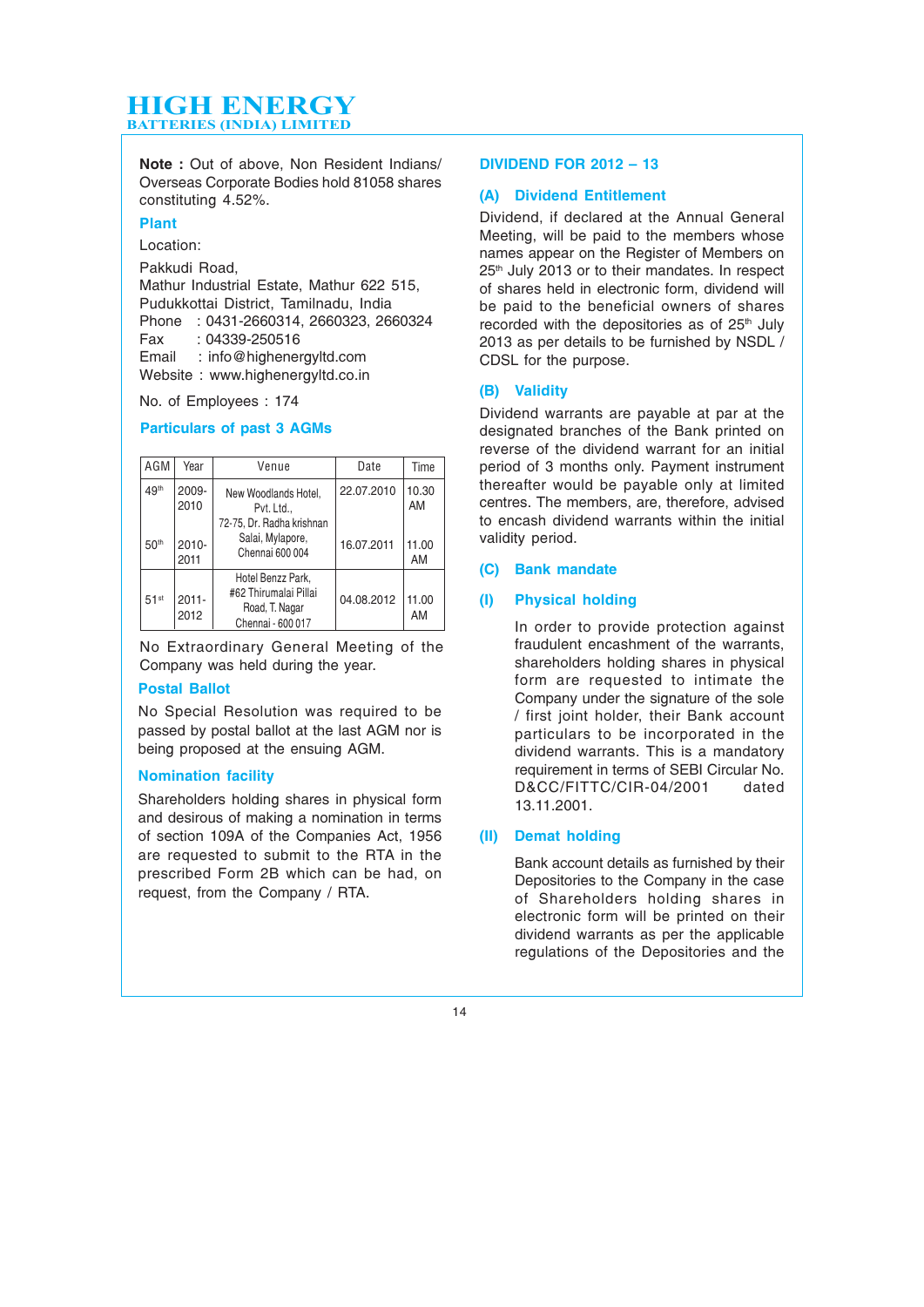**Note :** Out of above, Non Resident Indians/ Overseas Corporate Bodies hold 81058 shares constituting 4.52%.

## Plant

Location:

Pakkudi Road,
Mathur Industrial Estate, Mathur 622 515,
Pudukkottai District, Tamilnadu, India
Phone : 0431-2660314, 2660323, 2660324
Fax : 04339-250516
Email : info@highenergyltd.com
Website : www.highenergyltd.co.in

No. of Employees : 174

## Particulars of past 3 AGMs

| AGM | Year | Venue | Date | Time |
|---|---|---|---|---|
| 49th | 2009-2010 | New Woodlands Hotel, Pvt. Ltd., 72-75, Dr. Radha krishnan Salai, Mylapore, Chennai 600 004 | 22.07.2010 | 10.30 AM |
| 50th | 2010-2011 | | 16.07.2011 | 11.00 AM |
| 51st | 2011-2012 | Hotel Benzz Park, #62 Thirumalai Pillai Road, T. Nagar Chennai - 600 017 | 04.08.2012 | 11.00 AM |

No Extraordinary General Meeting of the Company was held during the year.

## Postal Ballot

No Special Resolution was required to be passed by postal ballot at the last AGM nor is being proposed at the ensuing AGM.

## Nomination facility

Shareholders holding shares in physical form and desirous of making a nomination in terms of section 109A of the Companies Act, 1956 are requested to submit to the RTA in the prescribed Form 2B which can be had, on request, from the Company / RTA.

## DIVIDEND FOR 2012 – 13

### (A) Dividend Entitlement

Dividend, if declared at the Annual General Meeting, will be paid to the members whose names appear on the Register of Members on 25th July 2013 or to their mandates. In respect of shares held in electronic form, dividend will be paid to the beneficial owners of shares recorded with the depositories as of 25th July 2013 as per details to be furnished by NSDL / CDSL for the purpose.

### (B) Validity

Dividend warrants are payable at par at the designated branches of the Bank printed on reverse of the dividend warrant for an initial period of 3 months only. Payment instrument thereafter would be payable only at limited centres. The members, are, therefore, advised to encash dividend warrants within the initial validity period.

### (C) Bank mandate

### (I) Physical holding

In order to provide protection against fraudulent encashment of the warrants, shareholders holding shares in physical form are requested to intimate the Company under the signature of the sole / first joint holder, their Bank account particulars to be incorporated in the dividend warrants. This is a mandatory requirement in terms of SEBI Circular No. D&CC/FITTC/CIR-04/2001 dated 13.11.2001.

### (II) Demat holding

Bank account details as furnished by their Depositories to the Company in the case of Shareholders holding shares in electronic form will be printed on their dividend warrants as per the applicable regulations of the Depositories and the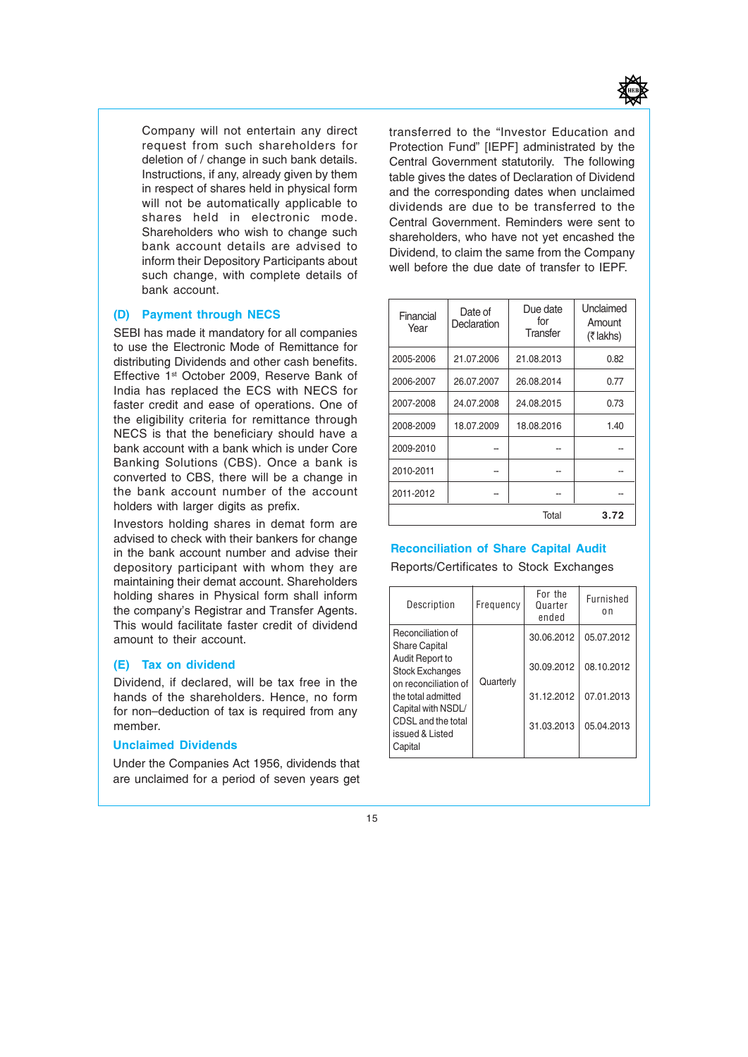Company will not entertain any direct request from such shareholders for deletion of / change in such bank details. Instructions, if any, already given by them in respect of shares held in physical form will not be automatically applicable to shares held in electronic mode. Shareholders who wish to change such bank account details are advised to inform their Depository Participants about such change, with complete details of bank account.

### (D) Payment through NECS

SEBI has made it mandatory for all companies to use the Electronic Mode of Remittance for distributing Dividends and other cash benefits. Effective 1st October 2009, Reserve Bank of India has replaced the ECS with NECS for faster credit and ease of operations. One of the eligibility criteria for remittance through NECS is that the beneficiary should have a bank account with a bank which is under Core Banking Solutions (CBS). Once a bank is converted to CBS, there will be a change in the bank account number of the account holders with larger digits as prefix.

Investors holding shares in demat form are advised to check with their bankers for change in the bank account number and advise their depository participant with whom they are maintaining their demat account. Shareholders holding shares in Physical form shall inform the company's Registrar and Transfer Agents. This would facilitate faster credit of dividend amount to their account.

### (E) Tax on dividend

Dividend, if declared, will be tax free in the hands of the shareholders. Hence, no form for non–deduction of tax is required from any member.

### Unclaimed Dividends

Under the Companies Act 1956, dividends that are unclaimed for a period of seven years get transferred to the "Investor Education and Protection Fund" [IEPF] administrated by the Central Government statutorily. The following table gives the dates of Declaration of Dividend and the corresponding dates when unclaimed dividends are due to be transferred to the Central Government. Reminders were sent to shareholders, who have not yet encashed the Dividend, to claim the same from the Company well before the due date of transfer to IEPF.

| Financial Year | Date of Declaration | Due date for Transfer | Unclaimed Amount (₹ lakhs) |
|---|---|---|---|
| 2005-2006 | 21.07.2006 | 21.08.2013 | 0.82 |
| 2006-2007 | 26.07.2007 | 26.08.2014 | 0.77 |
| 2007-2008 | 24.07.2008 | 24.08.2015 | 0.73 |
| 2008-2009 | 18.07.2009 | 18.08.2016 | 1.40 |
| 2009-2010 | -- | -- | -- |
| 2010-2011 | -- | -- | -- |
| 2011-2012 | -- | -- | -- |
| | | Total | **3.72** |

### Reconciliation of Share Capital Audit

Reports/Certificates to Stock Exchanges

| Description | Frequency | For the Quarter ended | Furnished on |
|---|---|---|---|
| Reconciliation of Share Capital Audit Report to Stock Exchanges on reconciliation of the total admitted Capital with NSDL/ CDSL and the total issued & Listed Capital | Quarterly | 30.06.2012 | 05.07.2012 |
| | | 30.09.2012 | 08.10.2012 |
| | | 31.12.2012 | 07.01.2013 |
| | | 31.03.2013 | 05.04.2013 |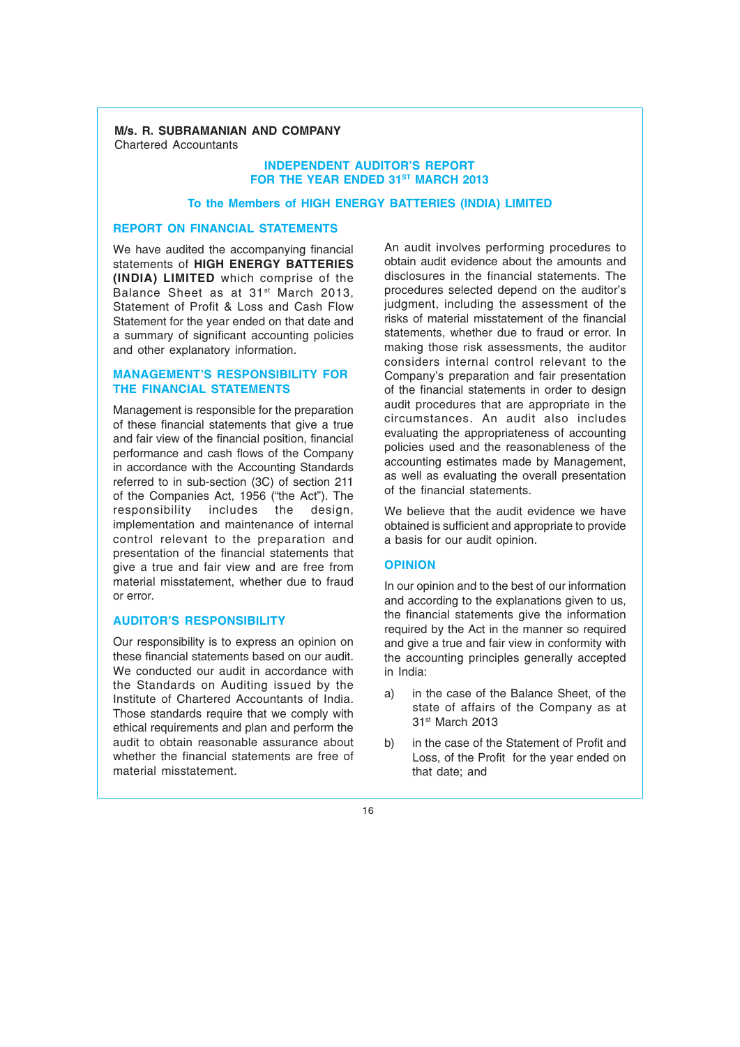**M/s. R. SUBRAMANIAN AND COMPANY**
Chartered Accountants

# INDEPENDENT AUDITOR'S REPORT FOR THE YEAR ENDED 31ST MARCH 2013

## To the Members of HIGH ENERGY BATTERIES (INDIA) LIMITED

### REPORT ON FINANCIAL STATEMENTS

We have audited the accompanying financial statements of **HIGH ENERGY BATTERIES (INDIA) LIMITED** which comprise of the Balance Sheet as at 31st March 2013, Statement of Profit & Loss and Cash Flow Statement for the year ended on that date and a summary of significant accounting policies and other explanatory information.

### MANAGEMENT'S RESPONSIBILITY FOR THE FINANCIAL STATEMENTS

Management is responsible for the preparation of these financial statements that give a true and fair view of the financial position, financial performance and cash flows of the Company in accordance with the Accounting Standards referred to in sub-section (3C) of section 211 of the Companies Act, 1956 ("the Act"). The responsibility includes the design, implementation and maintenance of internal control relevant to the preparation and presentation of the financial statements that give a true and fair view and are free from material misstatement, whether due to fraud or error.

### AUDITOR'S RESPONSIBILITY

Our responsibility is to express an opinion on these financial statements based on our audit. We conducted our audit in accordance with the Standards on Auditing issued by the Institute of Chartered Accountants of India. Those standards require that we comply with ethical requirements and plan and perform the audit to obtain reasonable assurance about whether the financial statements are free of material misstatement.

An audit involves performing procedures to obtain audit evidence about the amounts and disclosures in the financial statements. The procedures selected depend on the auditor's judgment, including the assessment of the risks of material misstatement of the financial statements, whether due to fraud or error. In making those risk assessments, the auditor considers internal control relevant to the Company's preparation and fair presentation of the financial statements in order to design audit procedures that are appropriate in the circumstances. An audit also includes evaluating the appropriateness of accounting policies used and the reasonableness of the accounting estimates made by Management, as well as evaluating the overall presentation of the financial statements.

We believe that the audit evidence we have obtained is sufficient and appropriate to provide a basis for our audit opinion.

### OPINION

In our opinion and to the best of our information and according to the explanations given to us, the financial statements give the information required by the Act in the manner so required and give a true and fair view in conformity with the accounting principles generally accepted in India:

a) in the case of the Balance Sheet, of the state of affairs of the Company as at 31st March 2013

b) in the case of the Statement of Profit and Loss, of the Profit for the year ended on that date; and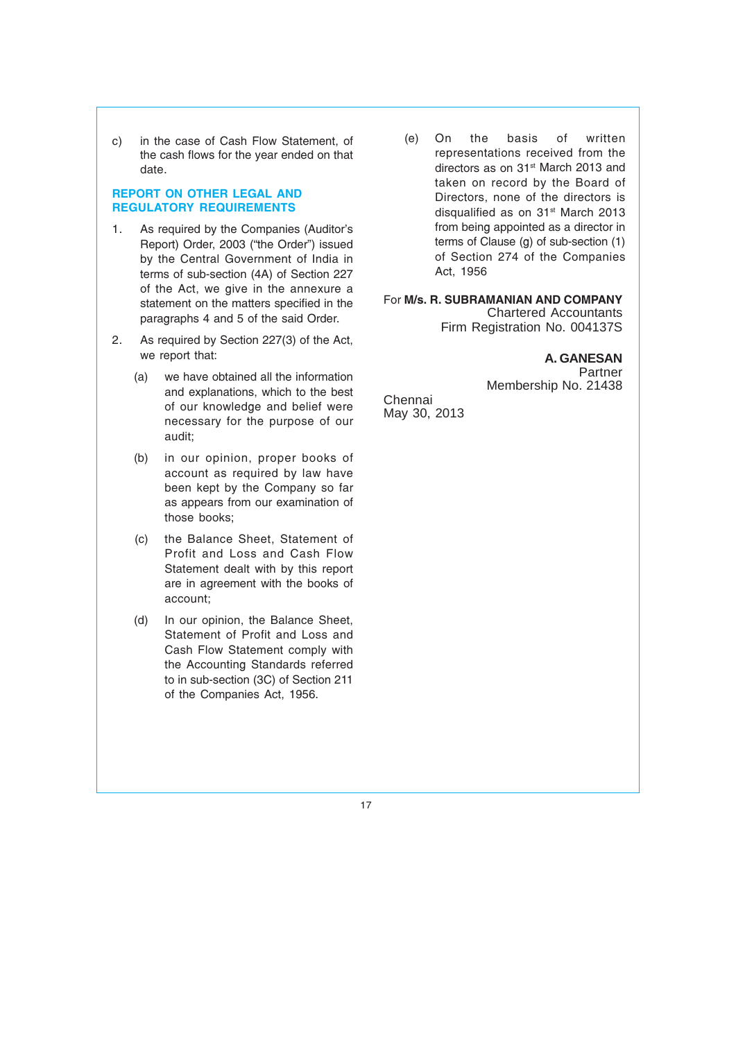c) in the case of Cash Flow Statement, of the cash flows for the year ended on that date.

## REPORT ON OTHER LEGAL AND REGULATORY REQUIREMENTS

1. As required by the Companies (Auditor's Report) Order, 2003 ("the Order") issued by the Central Government of India in terms of sub-section (4A) of Section 227 of the Act, we give in the annexure a statement on the matters specified in the paragraphs 4 and 5 of the said Order.

2. As required by Section 227(3) of the Act, we report that:

   (a) we have obtained all the information and explanations, which to the best of our knowledge and belief were necessary for the purpose of our audit;

   (b) in our opinion, proper books of account as required by law have been kept by the Company so far as appears from our examination of those books;

   (c) the Balance Sheet, Statement of Profit and Loss and Cash Flow Statement dealt with by this report are in agreement with the books of account;

   (d) In our opinion, the Balance Sheet, Statement of Profit and Loss and Cash Flow Statement comply with the Accounting Standards referred to in sub-section (3C) of Section 211 of the Companies Act, 1956.

   (e) On the basis of written representations received from the directors as on 31st March 2013 and taken on record by the Board of Directors, none of the directors is disqualified as on 31st March 2013 from being appointed as a director in terms of Clause (g) of sub-section (1) of Section 274 of the Companies Act, 1956

For **M/s. R. SUBRAMANIAN AND COMPANY**
Chartered Accountants
Firm Registration No. 004137S

**A. GANESAN**
Partner
Membership No. 21438

Chennai
May 30, 2013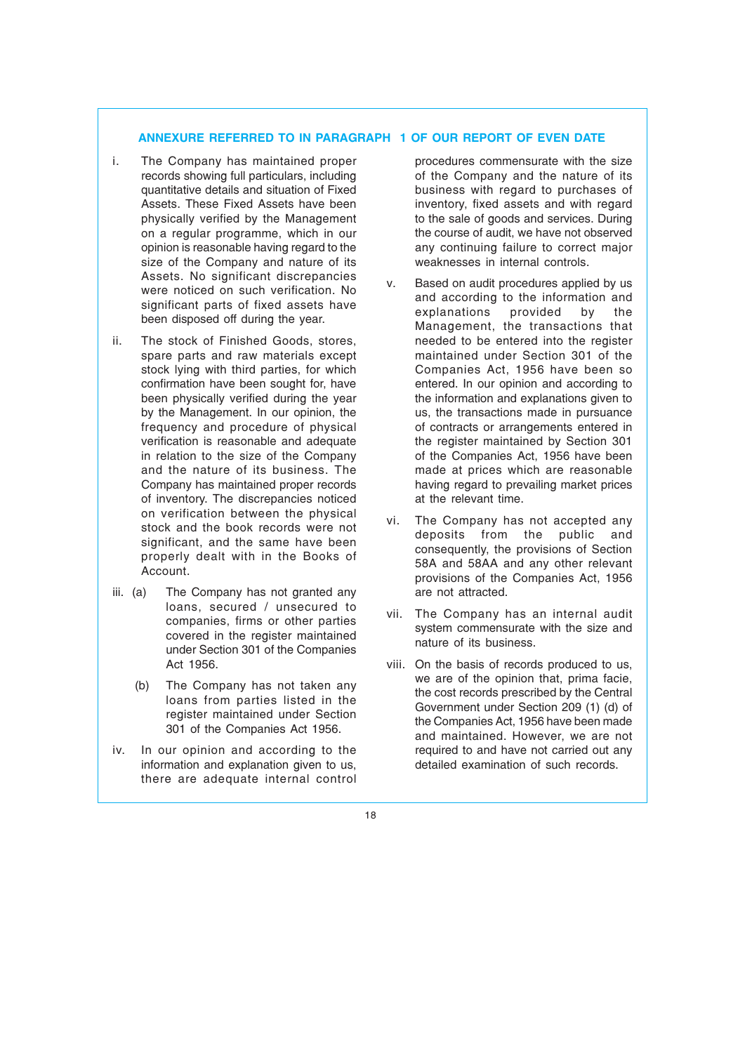## ANNEXURE REFERRED TO IN PARAGRAPH 1 OF OUR REPORT OF EVEN DATE

i. The Company has maintained proper records showing full particulars, including quantitative details and situation of Fixed Assets. These Fixed Assets have been physically verified by the Management on a regular programme, which in our opinion is reasonable having regard to the size of the Company and nature of its Assets. No significant discrepancies were noticed on such verification. No significant parts of fixed assets have been disposed off during the year.

ii. The stock of Finished Goods, stores, spare parts and raw materials except stock lying with third parties, for which confirmation have been sought for, have been physically verified during the year by the Management. In our opinion, the frequency and procedure of physical verification is reasonable and adequate in relation to the size of the Company and the nature of its business. The Company has maintained proper records of inventory. The discrepancies noticed on verification between the physical stock and the book records were not significant, and the same have been properly dealt with in the Books of Account.

iii. (a) The Company has not granted any loans, secured / unsecured to companies, firms or other parties covered in the register maintained under Section 301 of the Companies Act 1956.

(b) The Company has not taken any loans from parties listed in the register maintained under Section 301 of the Companies Act 1956.

iv. In our opinion and according to the information and explanation given to us, there are adequate internal control procedures commensurate with the size of the Company and the nature of its business with regard to purchases of inventory, fixed assets and with regard to the sale of goods and services. During the course of audit, we have not observed any continuing failure to correct major weaknesses in internal controls.

v. Based on audit procedures applied by us and according to the information and explanations provided by the Management, the transactions that needed to be entered into the register maintained under Section 301 of the Companies Act, 1956 have been so entered. In our opinion and according to the information and explanations given to us, the transactions made in pursuance of contracts or arrangements entered in the register maintained by Section 301 of the Companies Act, 1956 have been made at prices which are reasonable having regard to prevailing market prices at the relevant time.

vi. The Company has not accepted any deposits from the public and consequently, the provisions of Section 58A and 58AA and any other relevant provisions of the Companies Act, 1956 are not attracted.

vii. The Company has an internal audit system commensurate with the size and nature of its business.

viii. On the basis of records produced to us, we are of the opinion that, prima facie, the cost records prescribed by the Central Government under Section 209 (1) (d) of the Companies Act, 1956 have been made and maintained. However, we are not required to and have not carried out any detailed examination of such records.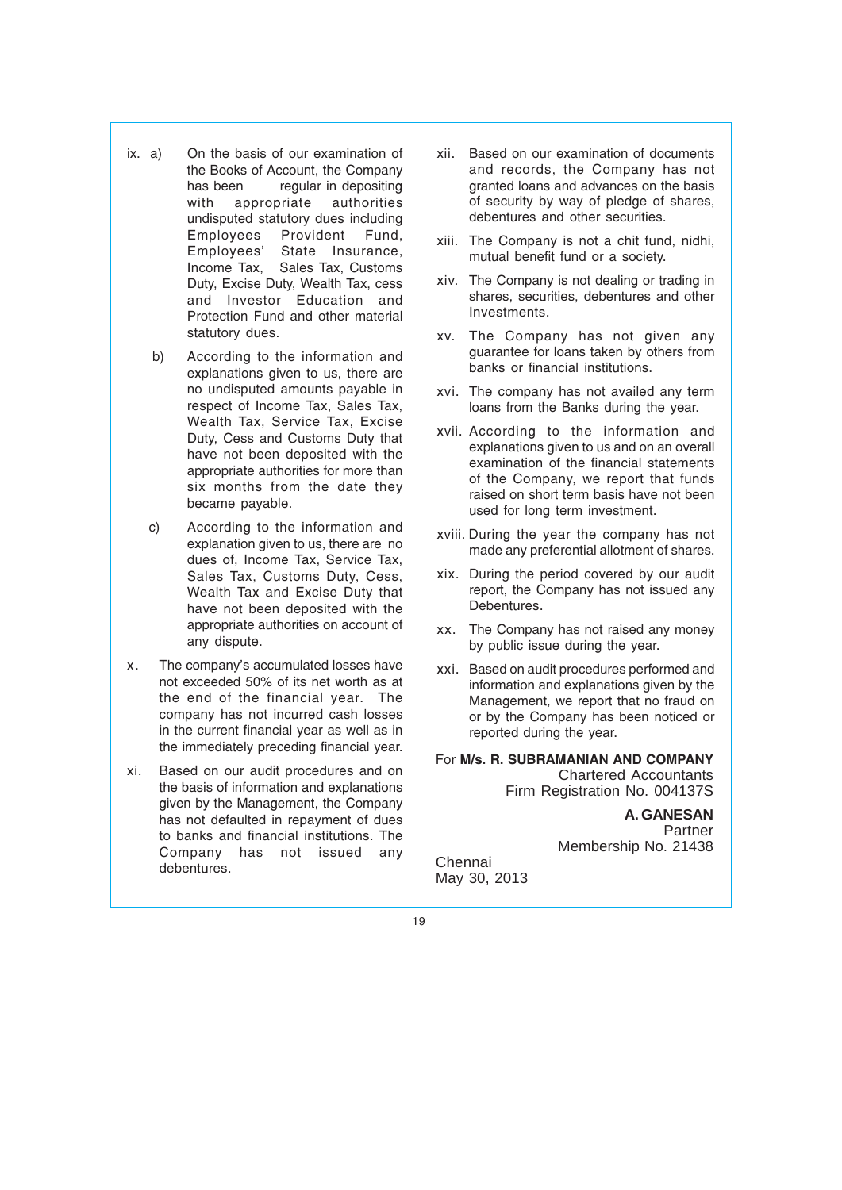ix. a) On the basis of our examination of the Books of Account, the Company has been regular in depositing with appropriate authorities undisputed statutory dues including Employees Provident Fund, Employees' State Insurance, Income Tax, Sales Tax, Customs Duty, Excise Duty, Wealth Tax, cess and Investor Education and Protection Fund and other material statutory dues.

b) According to the information and explanations given to us, there are no undisputed amounts payable in respect of Income Tax, Sales Tax, Wealth Tax, Service Tax, Excise Duty, Cess and Customs Duty that have not been deposited with the appropriate authorities for more than six months from the date they became payable.

c) According to the information and explanation given to us, there are no dues of, Income Tax, Service Tax, Sales Tax, Customs Duty, Cess, Wealth Tax and Excise Duty that have not been deposited with the appropriate authorities on account of any dispute.

x. The company's accumulated losses have not exceeded 50% of its net worth as at the end of the financial year. The company has not incurred cash losses in the current financial year as well as in the immediately preceding financial year.

xi. Based on our audit procedures and on the basis of information and explanations given by the Management, the Company has not defaulted in repayment of dues to banks and financial institutions. The Company has not issued any debentures.

xii. Based on our examination of documents and records, the Company has not granted loans and advances on the basis of security by way of pledge of shares, debentures and other securities.

xiii. The Company is not a chit fund, nidhi, mutual benefit fund or a society.

xiv. The Company is not dealing or trading in shares, securities, debentures and other Investments.

xv. The Company has not given any guarantee for loans taken by others from banks or financial institutions.

xvi. The company has not availed any term loans from the Banks during the year.

xvii. According to the information and explanations given to us and on an overall examination of the financial statements of the Company, we report that funds raised on short term basis have not been used for long term investment.

xviii. During the year the company has not made any preferential allotment of shares.

xix. During the period covered by our audit report, the Company has not issued any Debentures.

xx. The Company has not raised any money by public issue during the year.

xxi. Based on audit procedures performed and information and explanations given by the Management, we report that no fraud on or by the Company has been noticed or reported during the year.

For **M/s. R. SUBRAMANIAN AND COMPANY**
Chartered Accountants
Firm Registration No. 004137S

**A. GANESAN**
Partner
Membership No. 21438

Chennai
May 30, 2013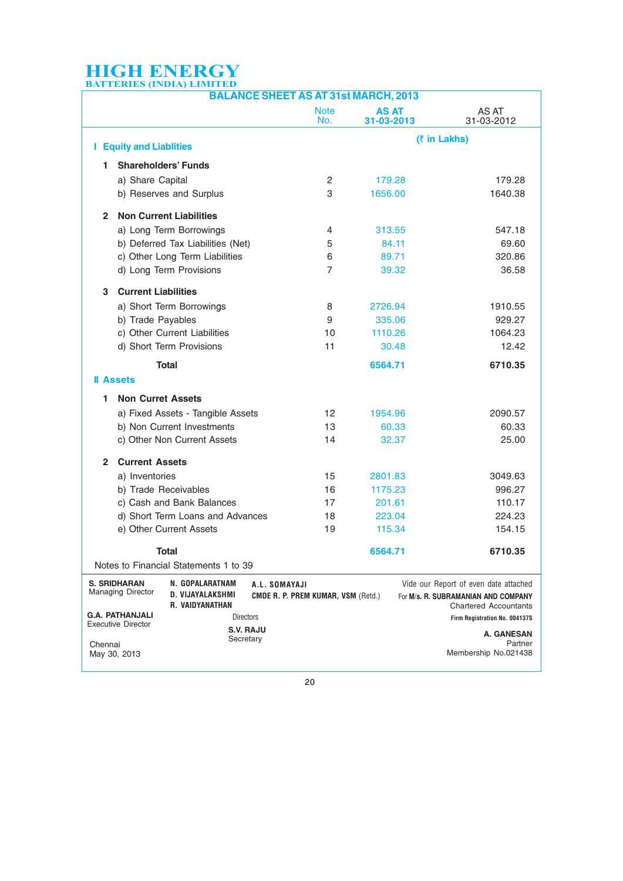# HIGH ENERGY
BATTERIES (INDIA) LIMITED

## BALANCE SHEET AS AT 31st MARCH, 2013

| | Note No. | AS AT 31-03-2013 | AS AT 31-03-2012 |
|---|---|---|---|
| | | (₹ in Lakhs) | |
| **I Equity and Liablities** | | | |
| **1 Shareholders' Funds** | | | |
| a) Share Capital | 2 | 179.28 | 179.28 |
| b) Reserves and Surplus | 3 | 1656.00 | 1640.38 |
| **2 Non Current Liabilities** | | | |
| a) Long Term Borrowings | 4 | 313.55 | 547.18 |
| b) Deferred Tax Liabilities (Net) | 5 | 84.11 | 69.60 |
| c) Other Long Term Liabilities | 6 | 89.71 | 320.86 |
| d) Long Term Provisions | 7 | 39.32 | 36.58 |
| **3 Current Liabilities** | | | |
| a) Short Term Borrowings | 8 | 2726.94 | 1910.55 |
| b) Trade Payables | 9 | 335.06 | 929.27 |
| c) Other Current Liabilities | 10 | 1110.26 | 1064.23 |
| d) Short Term Provisions | 11 | 30.48 | 12.42 |
| **Total** | | **6564.71** | **6710.35** |
| **II Assets** | | | |
| **1 Non Curret Assets** | | | |
| a) Fixed Assets - Tangible Assets | 12 | 1954.96 | 2090.57 |
| b) Non Current Investments | 13 | 60.33 | 60.33 |
| c) Other Non Current Assets | 14 | 32.37 | 25.00 |
| **2 Current Assets** | | | |
| a) Inventories | 15 | 2801.83 | 3049.63 |
| b) Trade Receivables | 16 | 1175.23 | 996.27 |
| c) Cash and Bank Balances | 17 | 201.61 | 110.17 |
| d) Short Term Loans and Advances | 18 | 223.04 | 224.23 |
| e) Other Current Assets | 19 | 115.34 | 154.15 |
| **Total** | | **6564.71** | **6710.35** |

Notes to Financial Statements 1 to 39

**S. SRIDHARAN**
Managing Director

**G.A. PATHANJALI**
Executive Director

Chennai
May 30, 2013

**N. GOPALARATNAM**
**D. VIJAYALAKSHMI**
**R. VAIDYANATHAN**

**A.L. SOMAYAJI**
**CMDE R. P. PREM KUMAR, VSM** (Retd.)

Directors

**S.V. RAJU**
Secretary

Vide our Report of even date attached
For **M/s. R. SUBRAMANIAN AND COMPANY**
Chartered Accountants
**Firm Registration No. 004137S**

**A. GANESAN**
Partner
Membership No.021438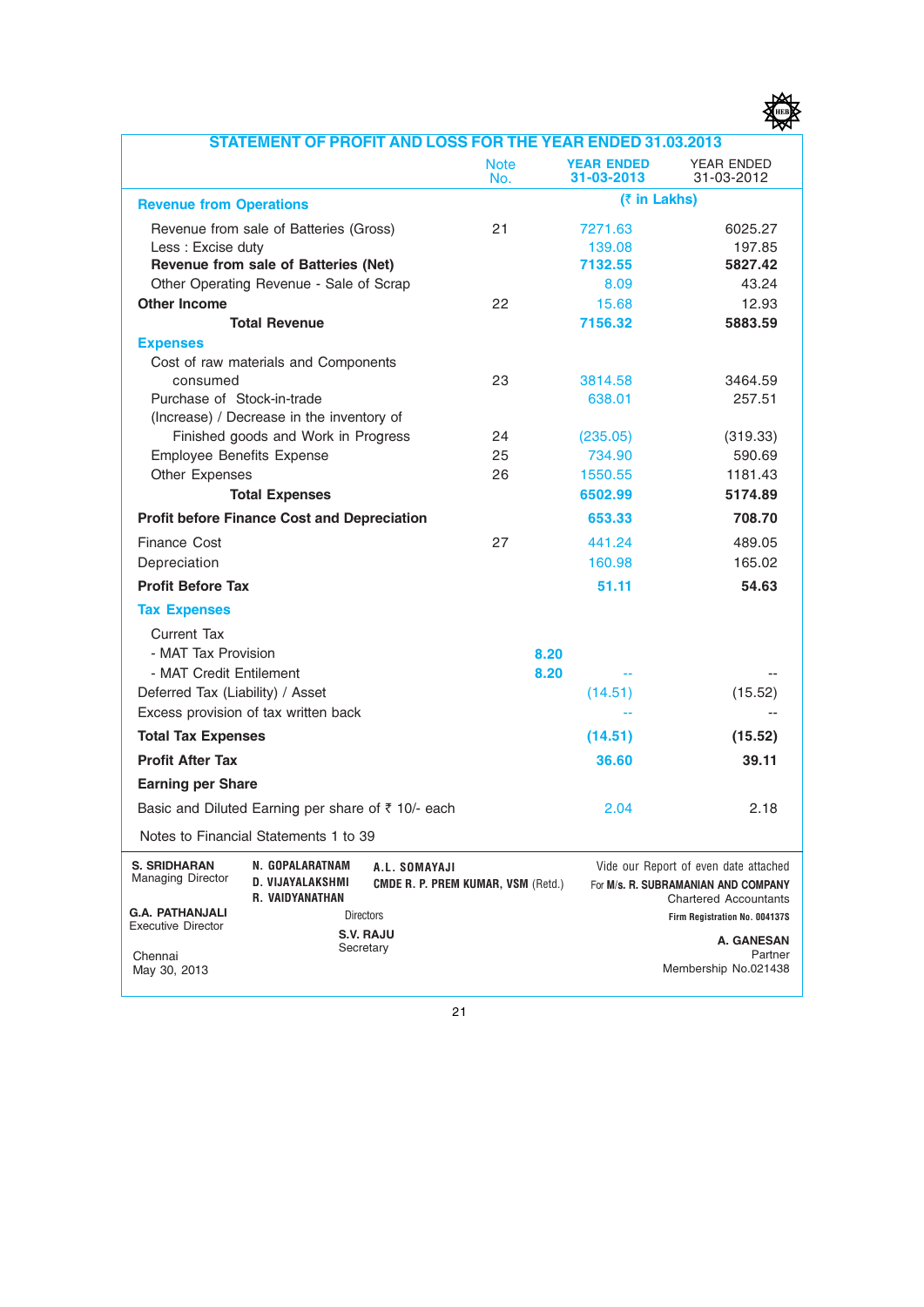## STATEMENT OF PROFIT AND LOSS FOR THE YEAR ENDED 31.03.2013

| | Note No. | | YEAR ENDED 31-03-2013 | YEAR ENDED 31-03-2012 |
|---|---|---|---|---|
| | | | (₹ in Lakhs) | |
| **Revenue from Operations** | | | | |
| Revenue from sale of Batteries (Gross) | 21 | | 7271.63 | 6025.27 |
| Less : Excise duty | | | 139.08 | 197.85 |
| **Revenue from sale of Batteries (Net)** | | | **7132.55** | **5827.42** |
| Other Operating Revenue - Sale of Scrap | | | 8.09 | 43.24 |
| **Other Income** | 22 | | 15.68 | 12.93 |
| **Total Revenue** | | | **7156.32** | **5883.59** |
| **Expenses** | | | | |
| Cost of raw materials and Components consumed | 23 | | 3814.58 | 3464.59 |
| Purchase of Stock-in-trade | | | 638.01 | 257.51 |
| (Increase) / Decrease in the inventory of Finished goods and Work in Progress | 24 | | (235.05) | (319.33) |
| Employee Benefits Expense | 25 | | 734.90 | 590.69 |
| Other Expenses | 26 | | 1550.55 | 1181.43 |
| **Total Expenses** | | | **6502.99** | **5174.89** |
| **Profit before Finance Cost and Depreciation** | | | **653.33** | **708.70** |
| Finance Cost | 27 | | 441.24 | 489.05 |
| Depreciation | | | 160.98 | 165.02 |
| **Profit Before Tax** | | | **51.11** | **54.63** |
| **Tax Expenses** | | | | |
| Current Tax | | | | |
| - MAT Tax Provision | | **8.20** | | |
| - MAT Credit Entilement | | **8.20** | -- | -- |
| Deferred Tax (Liability) / Asset | | | (14.51) | (15.52) |
| Excess provision of tax written back | | | -- | -- |
| **Total Tax Expenses** | | | **(14.51)** | **(15.52)** |
| **Profit After Tax** | | | **36.60** | **39.11** |
| **Earning per Share** | | | | |
| Basic and Diluted Earning per share of ₹ 10/- each | | | 2.04 | 2.18 |

Notes to Financial Statements 1 to 39

**S. SRIDHARAN**
Managing Director

**G.A. PATHANJALI**
Executive Director

Chennai
May 30, 2013

**N. GOPALARATNAM**
**D. VIJAYALAKSHMI**
**R. VAIDYANATHAN**
**A.L. SOMAYAJI**
**CMDE R. P. PREM KUMAR, VSM** (Retd.)
Directors

**S.V. RAJU**
Secretary

Vide our Report of even date attached
For M/s. **R. SUBRAMANIAN AND COMPANY**
Chartered Accountants
**Firm Registration No. 004137S**

**A. GANESAN**
Partner
Membership No.021438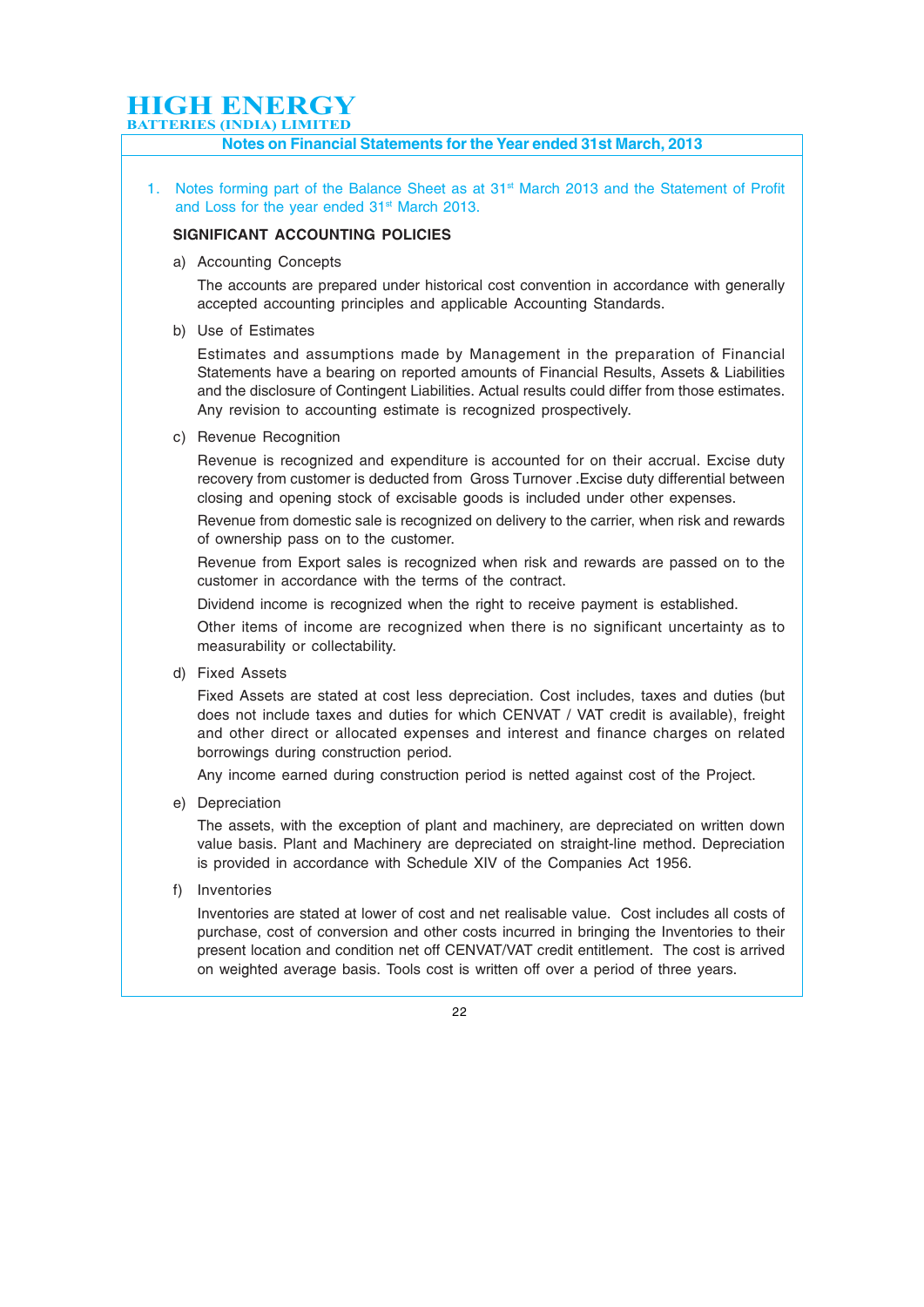# Notes on Financial Statements for the Year ended 31st March, 2013

1. Notes forming part of the Balance Sheet as at 31st March 2013 and the Statement of Profit and Loss for the year ended 31st March 2013.

**SIGNIFICANT ACCOUNTING POLICIES**

a) Accounting Concepts

The accounts are prepared under historical cost convention in accordance with generally accepted accounting principles and applicable Accounting Standards.

b) Use of Estimates

Estimates and assumptions made by Management in the preparation of Financial Statements have a bearing on reported amounts of Financial Results, Assets & Liabilities and the disclosure of Contingent Liabilities. Actual results could differ from those estimates. Any revision to accounting estimate is recognized prospectively.

c) Revenue Recognition

Revenue is recognized and expenditure is accounted for on their accrual. Excise duty recovery from customer is deducted from Gross Turnover .Excise duty differential between closing and opening stock of excisable goods is included under other expenses.

Revenue from domestic sale is recognized on delivery to the carrier, when risk and rewards of ownership pass on to the customer.

Revenue from Export sales is recognized when risk and rewards are passed on to the customer in accordance with the terms of the contract.

Dividend income is recognized when the right to receive payment is established.

Other items of income are recognized when there is no significant uncertainty as to measurability or collectability.

d) Fixed Assets

Fixed Assets are stated at cost less depreciation. Cost includes, taxes and duties (but does not include taxes and duties for which CENVAT / VAT credit is available), freight and other direct or allocated expenses and interest and finance charges on related borrowings during construction period.

Any income earned during construction period is netted against cost of the Project.

e) Depreciation

The assets, with the exception of plant and machinery, are depreciated on written down value basis. Plant and Machinery are depreciated on straight-line method. Depreciation is provided in accordance with Schedule XIV of the Companies Act 1956.

f) Inventories

Inventories are stated at lower of cost and net realisable value. Cost includes all costs of purchase, cost of conversion and other costs incurred in bringing the Inventories to their present location and condition net off CENVAT/VAT credit entitlement. The cost is arrived on weighted average basis. Tools cost is written off over a period of three years.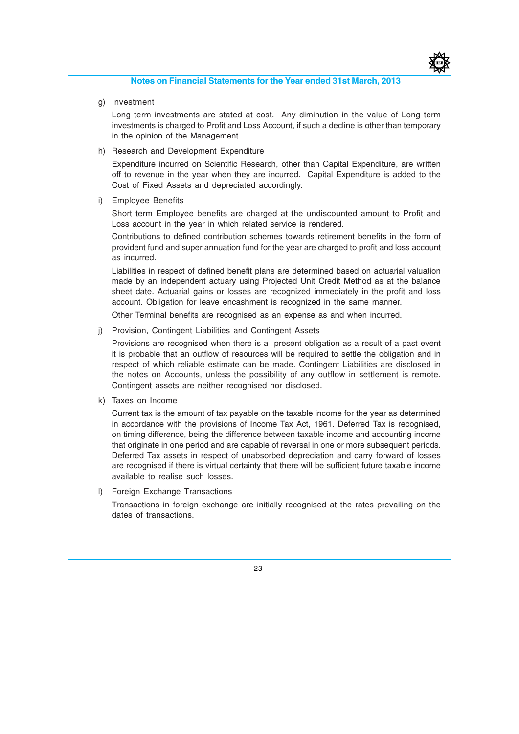## Notes on Financial Statements for the Year ended 31st March, 2013

g) Investment

Long term investments are stated at cost. Any diminution in the value of Long term investments is charged to Profit and Loss Account, if such a decline is other than temporary in the opinion of the Management.

h) Research and Development Expenditure

Expenditure incurred on Scientific Research, other than Capital Expenditure, are written off to revenue in the year when they are incurred. Capital Expenditure is added to the Cost of Fixed Assets and depreciated accordingly.

i) Employee Benefits

Short term Employee benefits are charged at the undiscounted amount to Profit and Loss account in the year in which related service is rendered.

Contributions to defined contribution schemes towards retirement benefits in the form of provident fund and super annuation fund for the year are charged to profit and loss account as incurred.

Liabilities in respect of defined benefit plans are determined based on actuarial valuation made by an independent actuary using Projected Unit Credit Method as at the balance sheet date. Actuarial gains or losses are recognized immediately in the profit and loss account. Obligation for leave encashment is recognized in the same manner.

Other Terminal benefits are recognised as an expense as and when incurred.

j) Provision, Contingent Liabilities and Contingent Assets

Provisions are recognised when there is a present obligation as a result of a past event it is probable that an outflow of resources will be required to settle the obligation and in respect of which reliable estimate can be made. Contingent Liabilities are disclosed in the notes on Accounts, unless the possibility of any outflow in settlement is remote. Contingent assets are neither recognised nor disclosed.

k) Taxes on Income

Current tax is the amount of tax payable on the taxable income for the year as determined in accordance with the provisions of Income Tax Act, 1961. Deferred Tax is recognised, on timing difference, being the difference between taxable income and accounting income that originate in one period and are capable of reversal in one or more subsequent periods. Deferred Tax assets in respect of unabsorbed depreciation and carry forward of losses are recognised if there is virtual certainty that there will be sufficient future taxable income available to realise such losses.

l) Foreign Exchange Transactions

Transactions in foreign exchange are initially recognised at the rates prevailing on the dates of transactions.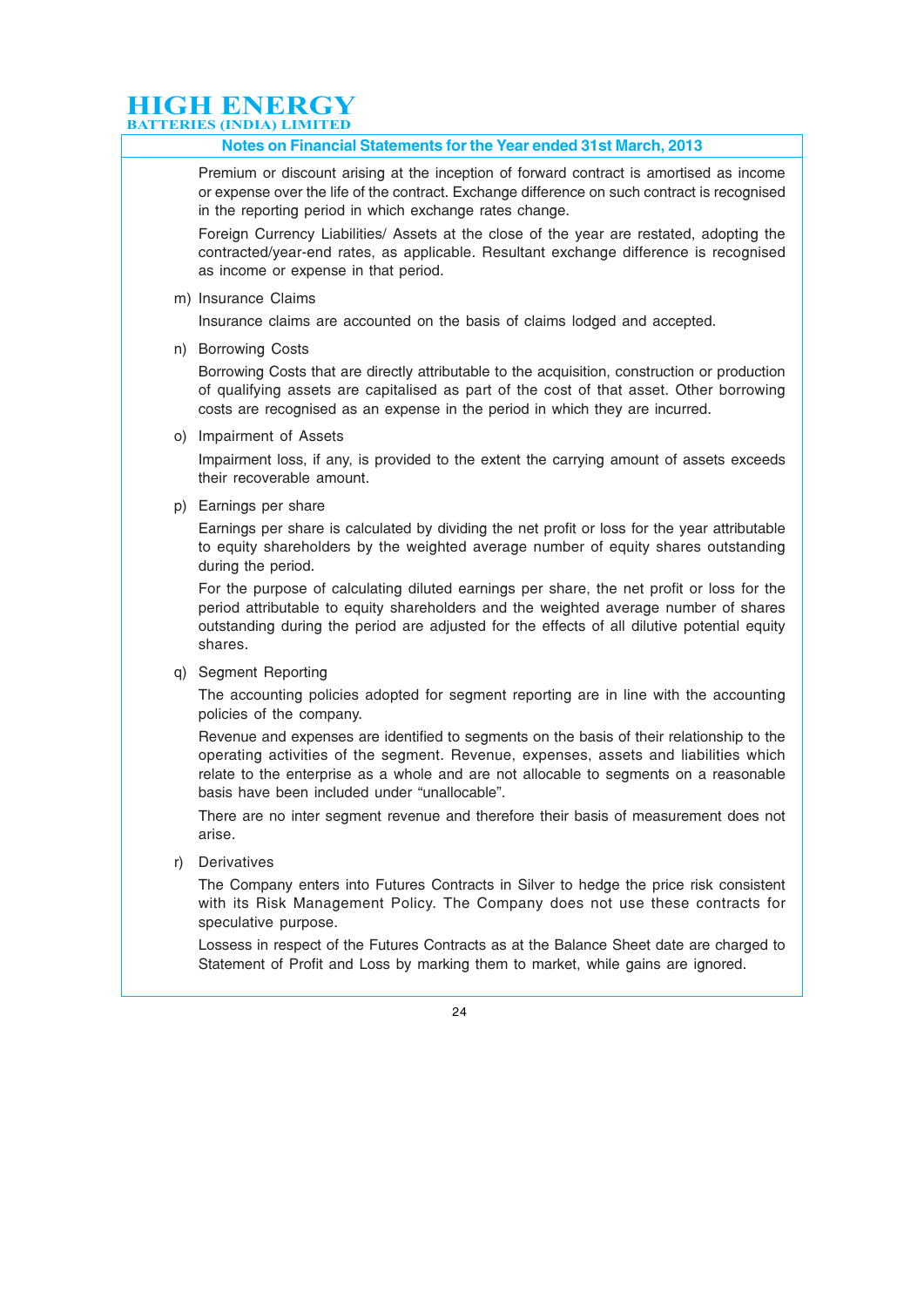Premium or discount arising at the inception of forward contract is amortised as income or expense over the life of the contract. Exchange difference on such contract is recognised in the reporting period in which exchange rates change.

Foreign Currency Liabilities/ Assets at the close of the year are restated, adopting the contracted/year-end rates, as applicable. Resultant exchange difference is recognised as income or expense in that period.

m) Insurance Claims

Insurance claims are accounted on the basis of claims lodged and accepted.

n) Borrowing Costs

Borrowing Costs that are directly attributable to the acquisition, construction or production of qualifying assets are capitalised as part of the cost of that asset. Other borrowing costs are recognised as an expense in the period in which they are incurred.

o) Impairment of Assets

Impairment loss, if any, is provided to the extent the carrying amount of assets exceeds their recoverable amount.

p) Earnings per share

Earnings per share is calculated by dividing the net profit or loss for the year attributable to equity shareholders by the weighted average number of equity shares outstanding during the period.

For the purpose of calculating diluted earnings per share, the net profit or loss for the period attributable to equity shareholders and the weighted average number of shares outstanding during the period are adjusted for the effects of all dilutive potential equity shares.

q) Segment Reporting

The accounting policies adopted for segment reporting are in line with the accounting policies of the company.

Revenue and expenses are identified to segments on the basis of their relationship to the operating activities of the segment. Revenue, expenses, assets and liabilities which relate to the enterprise as a whole and are not allocable to segments on a reasonable basis have been included under "unallocable".

There are no inter segment revenue and therefore their basis of measurement does not arise.

r) Derivatives

The Company enters into Futures Contracts in Silver to hedge the price risk consistent with its Risk Management Policy. The Company does not use these contracts for speculative purpose.

Lossess in respect of the Futures Contracts as at the Balance Sheet date are charged to Statement of Profit and Loss by marking them to market, while gains are ignored.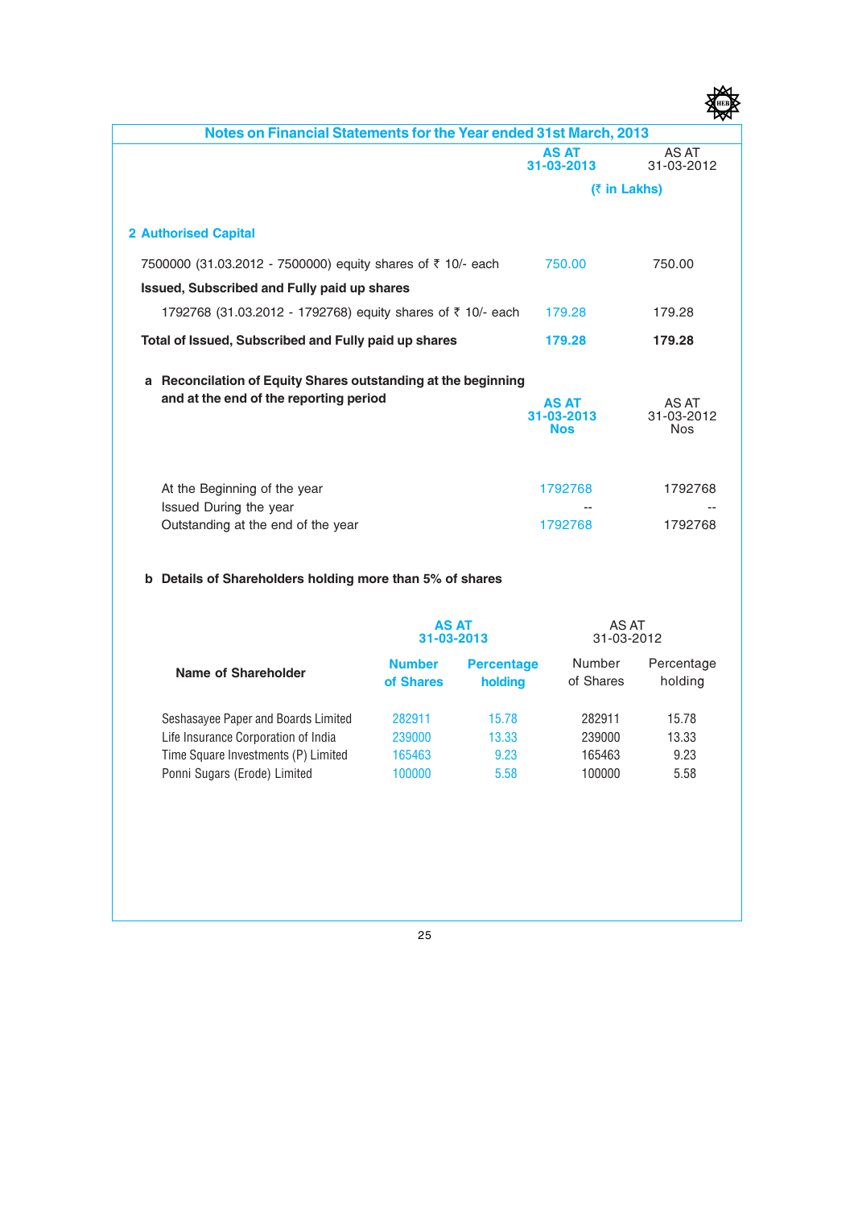## Notes on Financial Statements for the Year ended 31st March, 2013

| | AS AT 31-03-2013 | AS AT 31-03-2012 |
|---|---|---|
| | (₹ in Lakhs) | |
| **2 Authorised Capital** | | |
| 7500000 (31.03.2012 - 7500000) equity shares of ₹ 10/- each | 750.00 | 750.00 |
| **Issued, Subscribed and Fully paid up shares** | | |
| 1792768 (31.03.2012 - 1792768) equity shares of ₹ 10/- each | 179.28 | 179.28 |
| **Total of Issued, Subscribed and Fully paid up shares** | **179.28** | **179.28** |

**a Reconcilation of Equity Shares outstanding at the beginning and at the end of the reporting period**

| | AS AT 31-03-2013 Nos | AS AT 31-03-2012 Nos |
|---|---|---|
| At the Beginning of the year | 1792768 | 1792768 |
| Issued During the year | -- | -- |
| Outstanding at the end of the year | 1792768 | 1792768 |

**b Details of Shareholders holding more than 5% of shares**

| Name of Shareholder | AS AT 31-03-2013 | | AS AT 31-03-2012 | |
|---|---|---|---|---|
| | Number of Shares | Percentage holding | Number of Shares | Percentage holding |
| Seshasayee Paper and Boards Limited | 282911 | 15.78 | 282911 | 15.78 |
| Life Insurance Corporation of India | 239000 | 13.33 | 239000 | 13.33 |
| Time Square Investments (P) Limited | 165463 | 9.23 | 165463 | 9.23 |
| Ponni Sugars (Erode) Limited | 100000 | 5.58 | 100000 | 5.58 |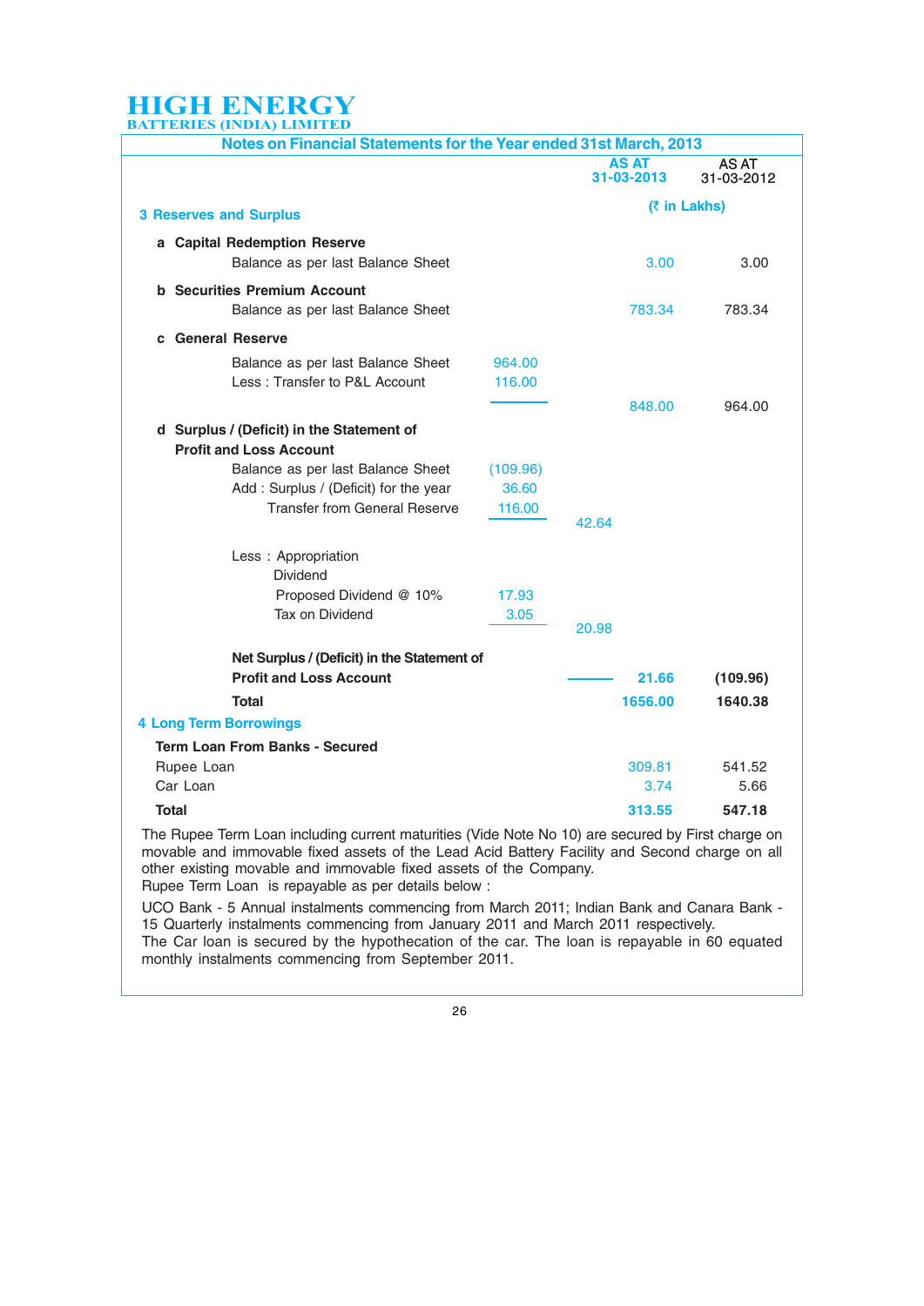# HIGH ENERGY
BATTERIES (INDIA) LIMITED

## Notes on Financial Statements for the Year ended 31st March, 2013

| | | | AS AT 31-03-2013 | AS AT 31-03-2012 |
|---|---|---|---|---|
| | | | (₹ in Lakhs) | |
| **3 Reserves and Surplus** | | | | |
| **a Capital Redemption Reserve** | | | | |
| Balance as per last Balance Sheet | | | 3.00 | 3.00 |
| **b Securities Premium Account** | | | | |
| Balance as per last Balance Sheet | | | 783.34 | 783.34 |
| **c General Reserve** | | | | |
| Balance as per last Balance Sheet | 964.00 | | | |
| Less : Transfer to P&L Account | 116.00 | | | |
| | | | 848.00 | 964.00 |
| **d Surplus / (Deficit) in the Statement of Profit and Loss Account** | | | | |
| Balance as per last Balance Sheet | (109.96) | | | |
| Add : Surplus / (Deficit) for the year | 36.60 | | | |
| Transfer from General Reserve | 116.00 | | | |
| | | 42.64 | | |
| Less : Appropriation | | | | |
| Dividend | | | | |
| Proposed Dividend @ 10% | 17.93 | | | |
| Tax on Dividend | 3.05 | | | |
| | | 20.98 | | |
| **Net Surplus / (Deficit) in the Statement of Profit and Loss Account** | | | **21.66** | **(109.96)** |
| **Total** | | | **1656.00** | **1640.38** |
| **4 Long Term Borrowings** | | | | |
| **Term Loan From Banks - Secured** | | | | |
| Rupee Loan | | | 309.81 | 541.52 |
| Car Loan | | | 3.74 | 5.66 |
| **Total** | | | **313.55** | **547.18** |

The Rupee Term Loan including current maturities (Vide Note No 10) are secured by First charge on movable and immovable fixed assets of the Lead Acid Battery Facility and Second charge on all other existing movable and immovable fixed assets of the Company.

Rupee Term Loan is repayable as per details below :

UCO Bank - 5 Annual instalments commencing from March 2011; Indian Bank and Canara Bank - 15 Quarterly instalments commencing from January 2011 and March 2011 respectively.

The Car loan is secured by the hypothecation of the car. The loan is repayable in 60 equated monthly instalments commencing from September 2011.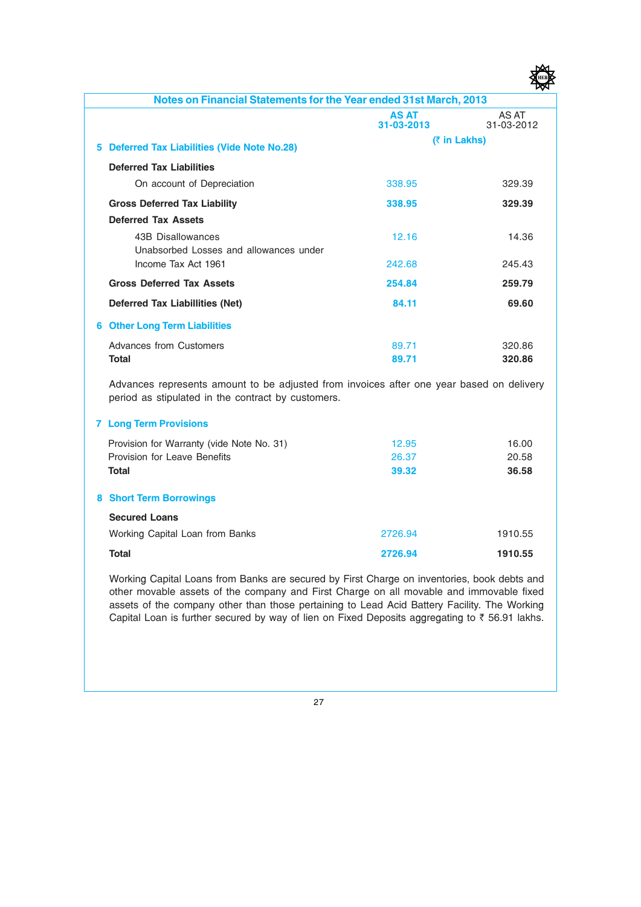## Notes on Financial Statements for the Year ended 31st March, 2013

| | AS AT 31-03-2013 | AS AT 31-03-2012 |
|---|---|---|
| | (₹ in Lakhs) | |
| **5 Deferred Tax Liabilities (Vide Note No.28)** | | |
| **Deferred Tax Liabilities** | | |
| On account of Depreciation | 338.95 | 329.39 |
| **Gross Deferred Tax Liability** | **338.95** | **329.39** |
| **Deferred Tax Assets** | | |
| 43B Disallowances | 12.16 | 14.36 |
| Unabsorbed Losses and allowances under Income Tax Act 1961 | 242.68 | 245.43 |
| **Gross Deferred Tax Assets** | **254.84** | **259.79** |
| **Deferred Tax Liabillities (Net)** | **84.11** | **69.60** |
| **6 Other Long Term Liabilities** | | |
| Advances from Customers | 89.71 | 320.86 |
| **Total** | **89.71** | **320.86** |

Advances represents amount to be adjusted from invoices after one year based on delivery period as stipulated in the contract by customers.

| | AS AT 31-03-2013 | AS AT 31-03-2012 |
|---|---|---|
| **7 Long Term Provisions** | | |
| Provision for Warranty (vide Note No. 31) | 12.95 | 16.00 |
| Provision for Leave Benefits | 26.37 | 20.58 |
| **Total** | **39.32** | **36.58** |
| **8 Short Term Borrowings** | | |
| **Secured Loans** | | |
| Working Capital Loan from Banks | 2726.94 | 1910.55 |
| **Total** | **2726.94** | **1910.55** |

Working Capital Loans from Banks are secured by First Charge on inventories, book debts and other movable assets of the company and First Charge on all movable and immovable fixed assets of the company other than those pertaining to Lead Acid Battery Facility. The Working Capital Loan is further secured by way of lien on Fixed Deposits aggregating to ₹ 56.91 lakhs.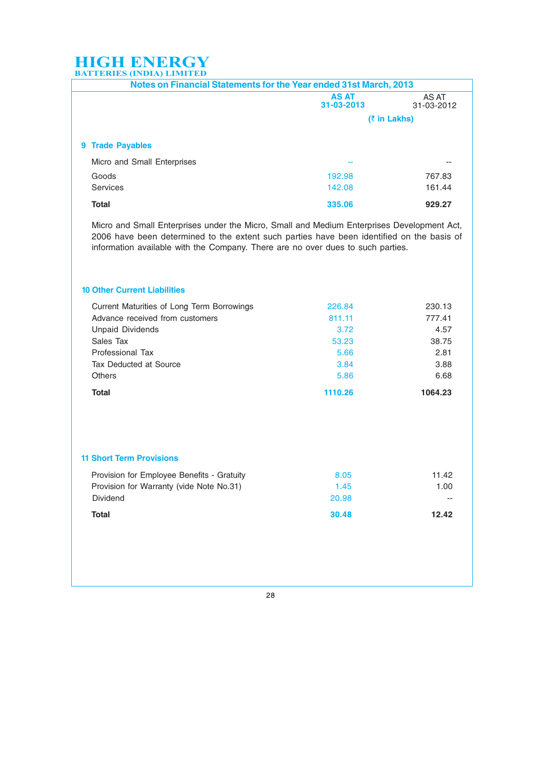# HIGH ENERGY
BATTERIES (INDIA) LIMITED

## Notes on Financial Statements for the Year ended 31st March, 2013

| | AS AT 31-03-2013 | AS AT 31-03-2012 |
|---|---|---|
| | (₹ in Lakhs) | |

### 9 Trade Payables

| | AS AT 31-03-2013 | AS AT 31-03-2012 |
|---|---|---|
| Micro and Small Enterprises | -- | -- |
| Goods | 192.98 | 767.83 |
| Services | 142.08 | 161.44 |
| **Total** | **335.06** | **929.27** |

Micro and Small Enterprises under the Micro, Small and Medium Enterprises Development Act, 2006 have been determined to the extent such parties have been identified on the basis of information available with the Company. There are no over dues to such parties.

### 10 Other Current Liabilities

| | AS AT 31-03-2013 | AS AT 31-03-2012 |
|---|---|---|
| Current Maturities of Long Term Borrowings | 226.84 | 230.13 |
| Advance received from customers | 811.11 | 777.41 |
| Unpaid Dividends | 3.72 | 4.57 |
| Sales Tax | 53.23 | 38.75 |
| Professional Tax | 5.66 | 2.81 |
| Tax Deducted at Source | 3.84 | 3.88 |
| Others | 5.86 | 6.68 |
| **Total** | **1110.26** | **1064.23** |

### 11 Short Term Provisions

| | AS AT 31-03-2013 | AS AT 31-03-2012 |
|---|---|---|
| Provision for Employee Benefits - Gratuity | 8.05 | 11.42 |
| Provision for Warranty (vide Note No.31) | 1.45 | 1.00 |
| Dividend | 20.98 | -- |
| **Total** | **30.48** | **12.42** |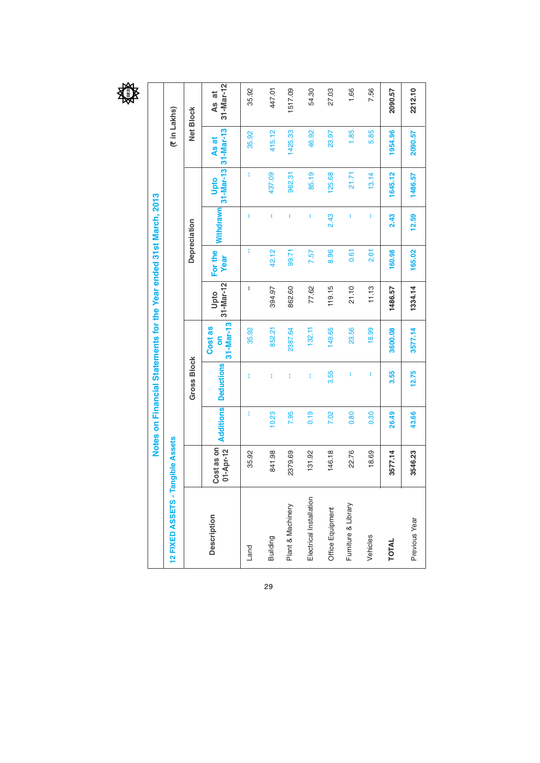## Notes on Financial Statements for the Year ended 31st March, 2013

### 12 FIXED ASSETS - Tangible Assets

(₹ in Lakhs)

| Description | Gross Block | | | | Depreciation | | | | Net Block | |
|---|---|---|---|---|---|---|---|---|---|---|
| | Cost as on 01-Apr-12 | Additions | Deductions | Cost as on 31-Mar-13 | Upto 31-Mar-12 | For the Year | Withdrawn | Upto 31-Mar-13 | As at 31-Mar-13 | As at 31-Mar-12 |
| Land | 35.92 | - | - | 35.92 | - | - | - | - | 35.92 | 35.92 |
| Building | 841.98 | 10.23 | - | 852.21 | 394.97 | 42.12 | - | 437.09 | 415.12 | 447.01 |
| Plant & Machinery | 2379.69 | 7.95 | - | 2387.64 | 862.60 | 99.71 | - | 962.31 | 1425.33 | 1517.09 |
| Electrical Installation | 131.92 | 0.19 | - | 132.11 | 77.62 | 7.57 | - | 85.19 | 46.92 | 54.30 |
| Office Equipment | 146.18 | 7.02 | 3.55 | 149.65 | 119.15 | 8.96 | 2.43 | 125.68 | 23.97 | 27.03 |
| Furniture & Library | 22.76 | 0.80 | - | 23.56 | 21.10 | 0.61 | - | 21.71 | 1.85 | 1.66 |
| Vehicles | 18.69 | 0.30 | - | 18.99 | 11.13 | 2.01 | - | 13.14 | 5.85 | 7.56 |
| **TOTAL** | **3577.14** | **26.49** | **3.55** | **3600.08** | **1486.57** | **160.98** | **2.43** | **1645.12** | **1954.96** | **2090.57** |
| Previous Year | **3546.23** | **43.66** | **12.75** | **3577.14** | **1334.14** | **165.02** | **12.59** | **1486.57** | **2090.57** | **2212.10** |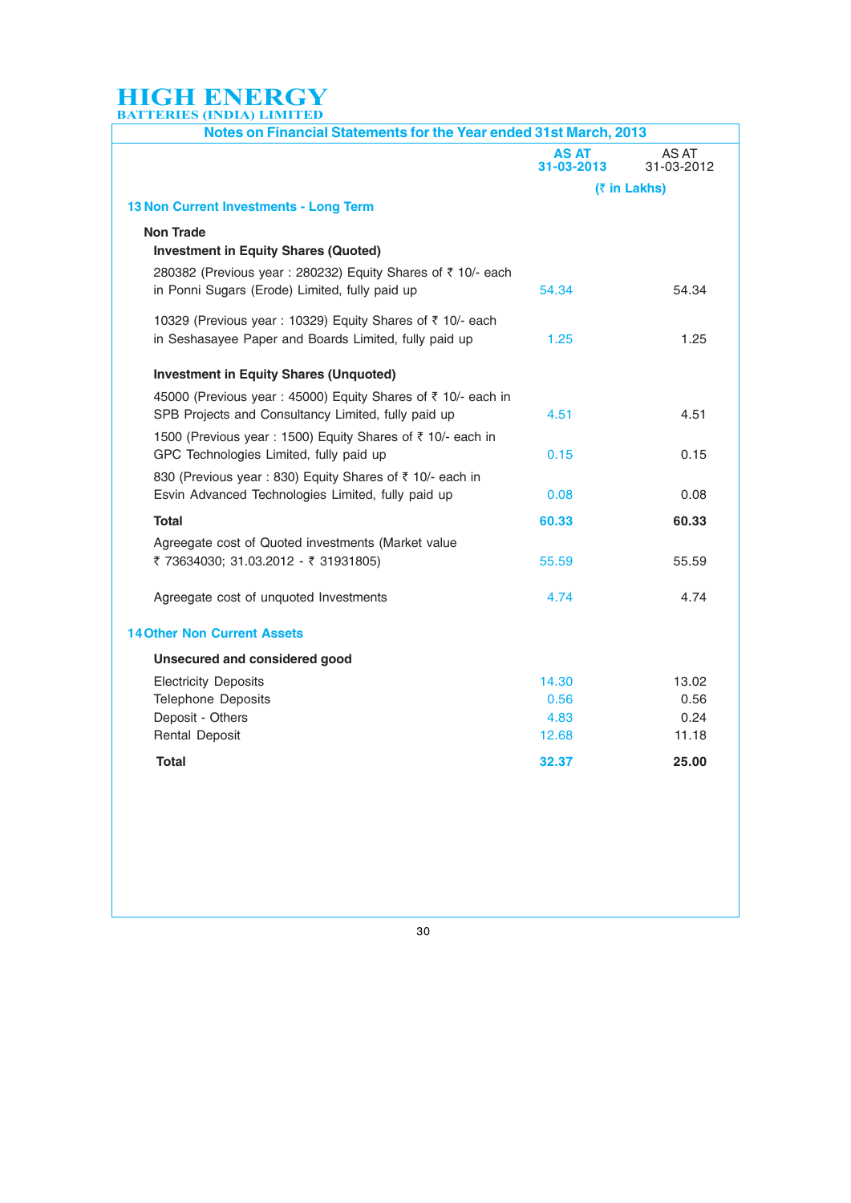## Notes on Financial Statements for the Year ended 31st March, 2013

| | AS AT 31-03-2013 | AS AT 31-03-2012 |
|---|---|---|
| | (₹ in Lakhs) | |
| **13 Non Current Investments - Long Term** | | |
| **Non Trade** | | |
| **Investment in Equity Shares (Quoted)** | | |
| 280382 (Previous year : 280232) Equity Shares of ₹ 10/- each in Ponni Sugars (Erode) Limited, fully paid up | 54.34 | 54.34 |
| 10329 (Previous year : 10329) Equity Shares of ₹ 10/- each in Seshasayee Paper and Boards Limited, fully paid up | 1.25 | 1.25 |
| **Investment in Equity Shares (Unquoted)** | | |
| 45000 (Previous year : 45000) Equity Shares of ₹ 10/- each in SPB Projects and Consultancy Limited, fully paid up | 4.51 | 4.51 |
| 1500 (Previous year : 1500) Equity Shares of ₹ 10/- each in GPC Technologies Limited, fully paid up | 0.15 | 0.15 |
| 830 (Previous year : 830) Equity Shares of ₹ 10/- each in Esvin Advanced Technologies Limited, fully paid up | 0.08 | 0.08 |
| **Total** | **60.33** | **60.33** |
| Agreegate cost of Quoted investments (Market value ₹ 73634030; 31.03.2012 - ₹ 31931805) | 55.59 | 55.59 |
| Agreegate cost of unquoted Investments | 4.74 | 4.74 |
| **14 Other Non Current Assets** | | |
| **Unsecured and considered good** | | |
| Electricity Deposits | 14.30 | 13.02 |
| Telephone Deposits | 0.56 | 0.56 |
| Deposit - Others | 4.83 | 0.24 |
| Rental Deposit | 12.68 | 11.18 |
| **Total** | **32.37** | **25.00** |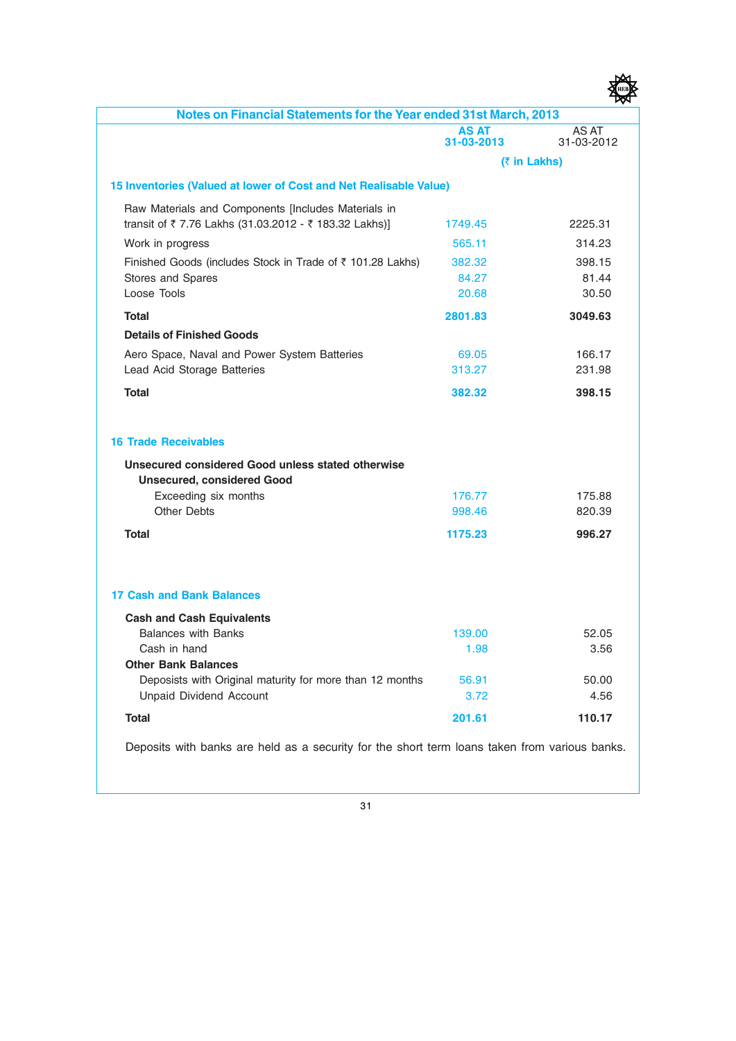## Notes on Financial Statements for the Year ended 31st March, 2013

| | AS AT 31-03-2013 | AS AT 31-03-2012 |
|---|---|---|
| | (₹ in Lakhs) | |

### 15 Inventories (Valued at lower of Cost and Net Realisable Value)

| | AS AT 31-03-2013 | AS AT 31-03-2012 |
|---|---|---|
| Raw Materials and Components [Includes Materials in transit of ₹ 7.76 Lakhs (31.03.2012 - ₹ 183.32 Lakhs)] | 1749.45 | 2225.31 |
| Work in progress | 565.11 | 314.23 |
| Finished Goods (includes Stock in Trade of ₹ 101.28 Lakhs) | 382.32 | 398.15 |
| Stores and Spares | 84.27 | 81.44 |
| Loose Tools | 20.68 | 30.50 |
| **Total** | **2801.83** | **3049.63** |
| **Details of Finished Goods** | | |
| Aero Space, Naval and Power System Batteries | 69.05 | 166.17 |
| Lead Acid Storage Batteries | 313.27 | 231.98 |
| **Total** | **382.32** | **398.15** |

### 16 Trade Receivables

| | AS AT 31-03-2013 | AS AT 31-03-2012 |
|---|---|---|
| **Unsecured considered Good unless stated otherwise** | | |
| **Unsecured, considered Good** | | |
| Exceeding six months | 176.77 | 175.88 |
| Other Debts | 998.46 | 820.39 |
| **Total** | **1175.23** | **996.27** |

### 17 Cash and Bank Balances

| | AS AT 31-03-2013 | AS AT 31-03-2012 |
|---|---|---|
| **Cash and Cash Equivalents** | | |
| Balances with Banks | 139.00 | 52.05 |
| Cash in hand | 1.98 | 3.56 |
| **Other Bank Balances** | | |
| Deposists with Original maturity for more than 12 months | 56.91 | 50.00 |
| Unpaid Dividend Account | 3.72 | 4.56 |
| **Total** | **201.61** | **110.17** |

Deposits with banks are held as a security for the short term loans taken from various banks.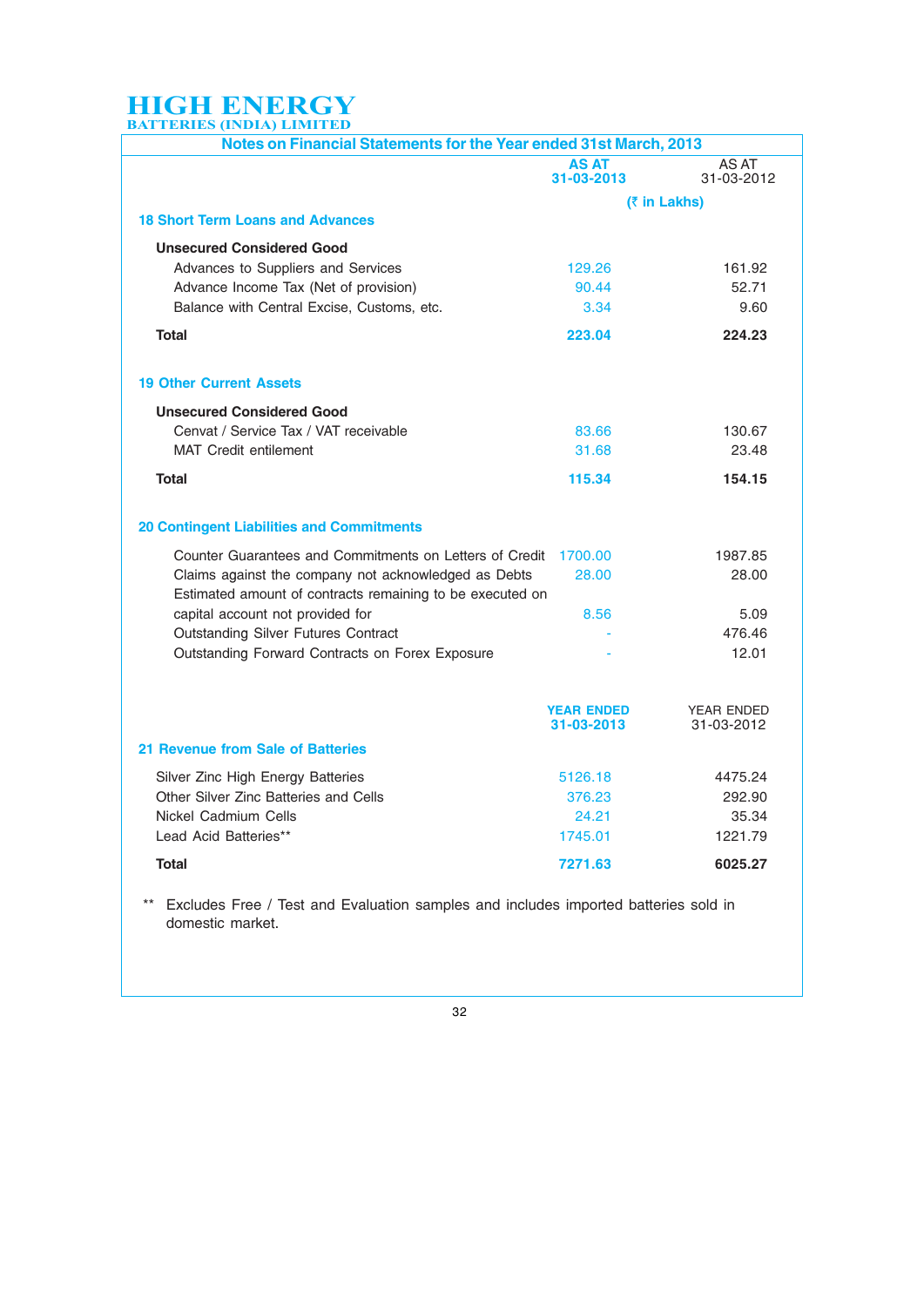## Notes on Financial Statements for the Year ended 31st March, 2013

| | AS AT 31-03-2013 | AS AT 31-03-2012 |
|---|---|---|
| | (₹ in Lakhs) | |
| **18 Short Term Loans and Advances** | | |
| **Unsecured Considered Good** | | |
| Advances to Suppliers and Services | 129.26 | 161.92 |
| Advance Income Tax (Net of provision) | 90.44 | 52.71 |
| Balance with Central Excise, Customs, etc. | 3.34 | 9.60 |
| **Total** | **223.04** | **224.23** |
| **19 Other Current Assets** | | |
| **Unsecured Considered Good** | | |
| Cenvat / Service Tax / VAT receivable | 83.66 | 130.67 |
| MAT Credit entilement | 31.68 | 23.48 |
| **Total** | **115.34** | **154.15** |
| **20 Contingent Liabilities and Commitments** | | |
| Counter Guarantees and Commitments on Letters of Credit | 1700.00 | 1987.85 |
| Claims against the company not acknowledged as Debts | 28.00 | 28.00 |
| Estimated amount of contracts remaining to be executed on capital account not provided for | 8.56 | 5.09 |
| Outstanding Silver Futures Contract | - | 476.46 |
| Outstanding Forward Contracts on Forex Exposure | - | 12.01 |

| | YEAR ENDED 31-03-2013 | YEAR ENDED 31-03-2012 |
|---|---|---|
| **21 Revenue from Sale of Batteries** | | |
| Silver Zinc High Energy Batteries | 5126.18 | 4475.24 |
| Other Silver Zinc Batteries and Cells | 376.23 | 292.90 |
| Nickel Cadmium Cells | 24.21 | 35.34 |
| Lead Acid Batteries** | 1745.01 | 1221.79 |
| **Total** | **7271.63** | **6025.27** |

** Excludes Free / Test and Evaluation samples and includes imported batteries sold in domestic market.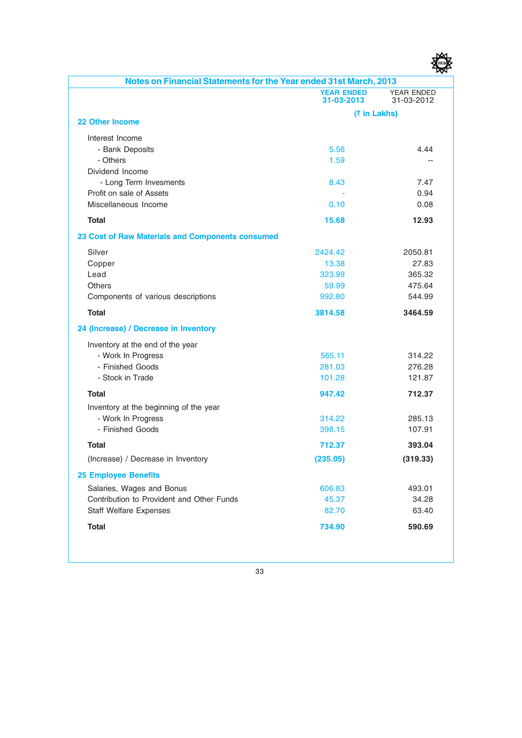## Notes on Financial Statements for the Year ended 31st March, 2013

| | YEAR ENDED 31-03-2013 | YEAR ENDED 31-03-2012 |
|---|---|---|
| | (₹ in Lakhs) | |
| **22 Other Income** | | |
| Interest Income | | |
| - Bank Deposits | 5.56 | 4.44 |
| - Others | 1.59 | -- |
| Dividend Income | | |
| - Long Term Invesments | 8.43 | 7.47 |
| Profit on sale of Assets | - | 0.94 |
| Miscellaneous Income | 0.10 | 0.08 |
| **Total** | **15.68** | **12.93** |
| **23 Cost of Raw Materials and Components consumed** | | |
| Silver | 2424.42 | 2050.81 |
| Copper | 13.38 | 27.83 |
| Lead | 323.99 | 365.32 |
| Others | 59.99 | 475.64 |
| Components of various descriptions | 992.80 | 544.99 |
| **Total** | **3814.58** | **3464.59** |
| **24 (Increase) / Decrease in Inventory** | | |
| Inventory at the end of the year | | |
| - Work In Progress | 565.11 | 314.22 |
| - Finished Goods | 281.03 | 276.28 |
| - Stock in Trade | 101.28 | 121.87 |
| **Total** | **947.42** | **712.37** |
| Inventory at the beginning of the year | | |
| - Work In Progress | 314.22 | 285.13 |
| - Finished Goods | 398.15 | 107.91 |
| **Total** | **712.37** | **393.04** |
| (Increase) / Decrease in Inventory | **(235.05)** | **(319.33)** |
| **25 Employee Benefits** | | |
| Salaries, Wages and Bonus | 606.83 | 493.01 |
| Contribution to Provident and Other Funds | 45.37 | 34.28 |
| Staff Welfare Expenses | 82.70 | 63.40 |
| **Total** | **734.90** | **590.69** |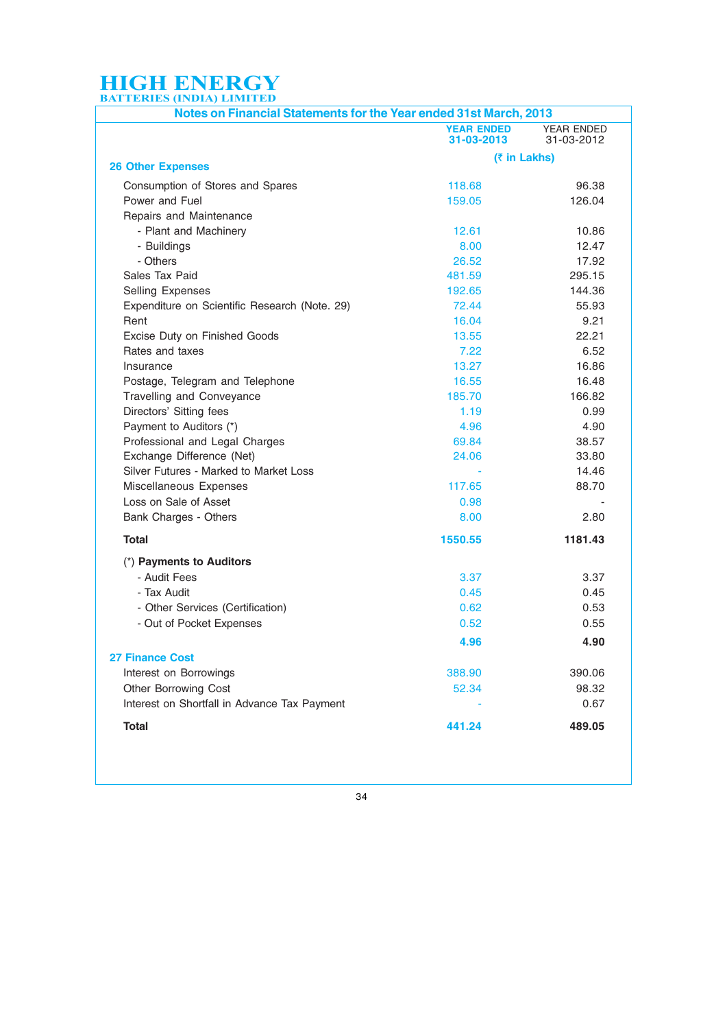# HIGH ENERGY
BATTERIES (INDIA) LIMITED

## Notes on Financial Statements for the Year ended 31st March, 2013

| | YEAR ENDED 31-03-2013 | YEAR ENDED 31-03-2012 |
|---|---|---|
| | (₹ in Lakhs) | |
| **26 Other Expenses** | | |
| Consumption of Stores and Spares | 118.68 | 96.38 |
| Power and Fuel | 159.05 | 126.04 |
| Repairs and Maintenance | | |
| - Plant and Machinery | 12.61 | 10.86 |
| - Buildings | 8.00 | 12.47 |
| - Others | 26.52 | 17.92 |
| Sales Tax Paid | 481.59 | 295.15 |
| Selling Expenses | 192.65 | 144.36 |
| Expenditure on Scientific Research (Note. 29) | 72.44 | 55.93 |
| Rent | 16.04 | 9.21 |
| Excise Duty on Finished Goods | 13.55 | 22.21 |
| Rates and taxes | 7.22 | 6.52 |
| Insurance | 13.27 | 16.86 |
| Postage, Telegram and Telephone | 16.55 | 16.48 |
| Travelling and Conveyance | 185.70 | 166.82 |
| Directors' Sitting fees | 1.19 | 0.99 |
| Payment to Auditors (*) | 4.96 | 4.90 |
| Professional and Legal Charges | 69.84 | 38.57 |
| Exchange Difference (Net) | 24.06 | 33.80 |
| Silver Futures - Marked to Market Loss | - | 14.46 |
| Miscellaneous Expenses | 117.65 | 88.70 |
| Loss on Sale of Asset | 0.98 | - |
| Bank Charges - Others | 8.00 | 2.80 |
| **Total** | **1550.55** | **1181.43** |
| (*) **Payments to Auditors** | | |
| - Audit Fees | 3.37 | 3.37 |
| - Tax Audit | 0.45 | 0.45 |
| - Other Services (Certification) | 0.62 | 0.53 |
| - Out of Pocket Expenses | 0.52 | 0.55 |
| | **4.96** | **4.90** |
| **27 Finance Cost** | | |
| Interest on Borrowings | 388.90 | 390.06 |
| Other Borrowing Cost | 52.34 | 98.32 |
| Interest on Shortfall in Advance Tax Payment | - | 0.67 |
| **Total** | **441.24** | **489.05** |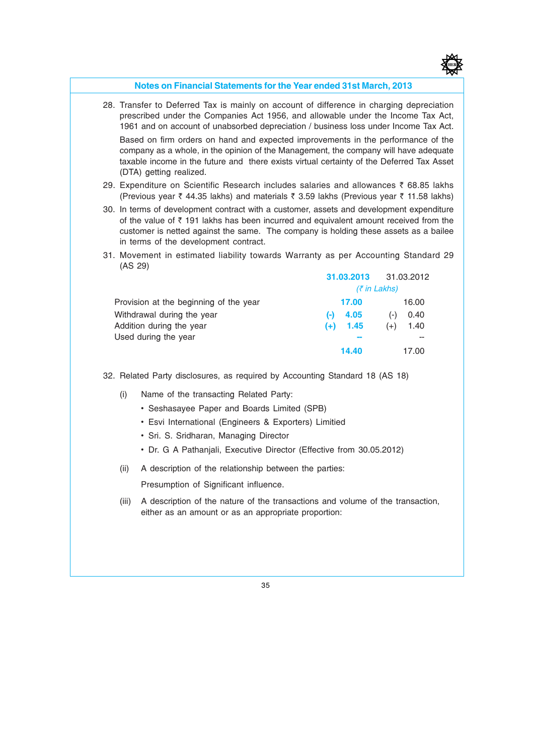## Notes on Financial Statements for the Year ended 31st March, 2013

28. Transfer to Deferred Tax is mainly on account of difference in charging depreciation prescribed under the Companies Act 1956, and allowable under the Income Tax Act, 1961 and on account of unabsorbed depreciation / business loss under Income Tax Act.

    Based on firm orders on hand and expected improvements in the performance of the company as a whole, in the opinion of the Management, the company will have adequate taxable income in the future and there exists virtual certainty of the Deferred Tax Asset (DTA) getting realized.

29. Expenditure on Scientific Research includes salaries and allowances ₹ 68.85 lakhs (Previous year ₹ 44.35 lakhs) and materials ₹ 3.59 lakhs (Previous year ₹ 11.58 lakhs)

30. In terms of development contract with a customer, assets and development expenditure of the value of ₹ 191 lakhs has been incurred and equivalent amount received from the customer is netted against the same. The company is holding these assets as a bailee in terms of the development contract.

31. Movement in estimated liability towards Warranty as per Accounting Standard 29 (AS 29)

| | 31.03.2013 | 31.03.2012 |
|---|---|---|
| | *(₹ in Lakhs)* | |
| Provision at the beginning of the year | 17.00 | 16.00 |
| Withdrawal during the year | (-) 4.05 | (-) 0.40 |
| Addition during the year | (+) 1.45 | (+) 1.40 |
| Used during the year | -- | -- |
| | 14.40 | 17.00 |

32. Related Party disclosures, as required by Accounting Standard 18 (AS 18)

    (i) Name of the transacting Related Party:

    - Seshasayee Paper and Boards Limited (SPB)
    - Esvi International (Engineers & Exporters) Limitied
    - Sri. S. Sridharan, Managing Director
    - Dr. G A Pathanjali, Executive Director (Effective from 30.05.2012)

    (ii) A description of the relationship between the parties:

    Presumption of Significant influence.

    (iii) A description of the nature of the transactions and volume of the transaction, either as an amount or as an appropriate proportion: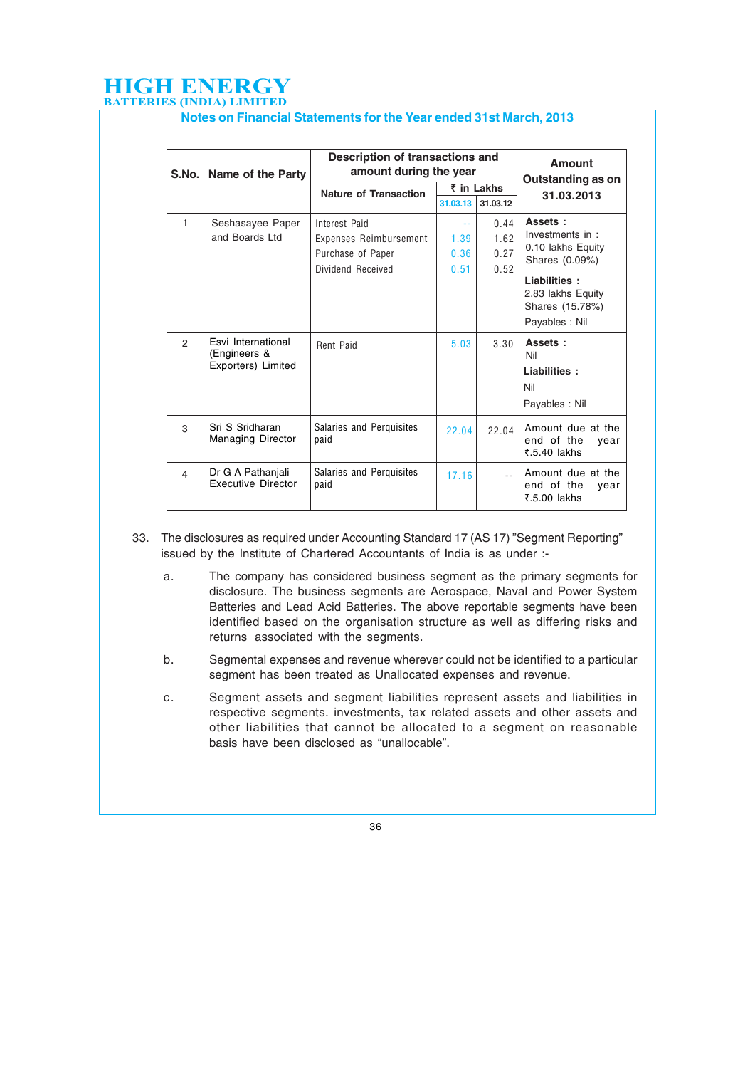| S.No. | Name of the Party | Description of transactions and amount during the year | | | Amount Outstanding as on 31.03.2013 |
|---|---|---|---|---|---|
| | | Nature of Transaction | ₹ in Lakhs | | |
| | | | 31.03.13 | 31.03.12 | |
| 1 | Seshasayee Paper and Boards Ltd | Interest Paid<br>Expenses Reimbursement<br>Purchase of Paper<br>Dividend Received | --<br>1.39<br>0.36<br>0.51 | 0.44<br>1.62<br>0.27<br>0.52 | **Assets :**<br>Investments in : 0.10 lakhs Equity Shares (0.09%)<br>**Liabilities :**<br>2.83 lakhs Equity Shares (15.78%)<br>Payables : Nil |
| 2 | Esvi International (Engineers & Exporters) Limited | Rent Paid | 5.03 | 3.30 | **Assets :**<br>Nil<br>**Liabilities :**<br>Nil<br>Payables : Nil |
| 3 | Sri S Sridharan Managing Director | Salaries and Perquisites paid | 22.04 | 22.04 | Amount due at the end of the year ₹.5.40 lakhs |
| 4 | Dr G A Pathanjali Executive Director | Salaries and Perquisites paid | 17.16 | -- | Amount due at the end of the year ₹.5.00 lakhs |

33. The disclosures as required under Accounting Standard 17 (AS 17) "Segment Reporting" issued by the Institute of Chartered Accountants of India is as under :-

   a. The company has considered business segment as the primary segments for disclosure. The business segments are Aerospace, Naval and Power System Batteries and Lead Acid Batteries. The above reportable segments have been identified based on the organisation structure as well as differing risks and returns associated with the segments.

   b. Segmental expenses and revenue wherever could not be identified to a particular segment has been treated as Unallocated expenses and revenue.

   c. Segment assets and segment liabilities represent assets and liabilities in respective segments. investments, tax related assets and other assets and other liabilities that cannot be allocated to a segment on reasonable basis have been disclosed as "unallocable".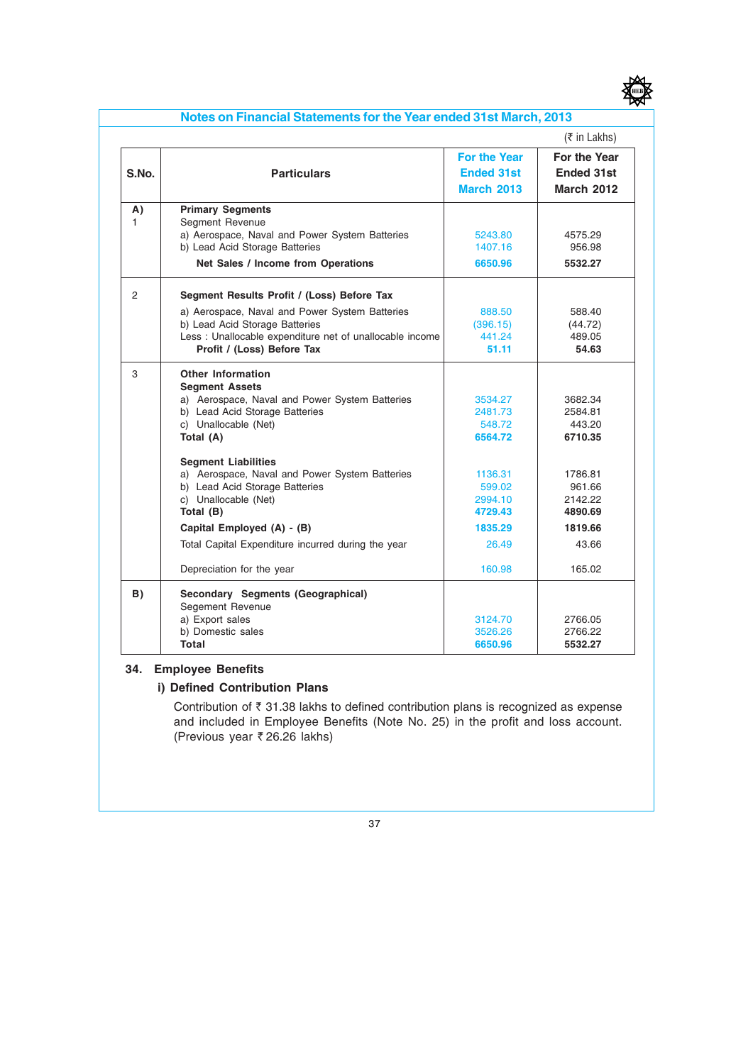## Notes on Financial Statements for the Year ended 31st March, 2013

(₹ in Lakhs)

| S.No. | Particulars | For the Year Ended 31st March 2013 | For the Year Ended 31st March 2012 |
|---|---|---|---|
| A) 1 | **Primary Segments** | | |
| | Segment Revenue | | |
| | a) Aerospace, Naval and Power System Batteries | 5243.80 | 4575.29 |
| | b) Lead Acid Storage Batteries | 1407.16 | 956.98 |
| | **Net Sales / Income from Operations** | **6650.96** | **5532.27** |
| 2 | **Segment Results Profit / (Loss) Before Tax** | | |
| | a) Aerospace, Naval and Power System Batteries | 888.50 | 588.40 |
| | b) Lead Acid Storage Batteries | (396.15) | (44.72) |
| | Less : Unallocable expenditure net of unallocable income | 441.24 | 489.05 |
| | **Profit / (Loss) Before Tax** | **51.11** | **54.63** |
| 3 | **Other Information** | | |
| | **Segment Assets** | | |
| | a) Aerospace, Naval and Power System Batteries | 3534.27 | 3682.34 |
| | b) Lead Acid Storage Batteries | 2481.73 | 2584.81 |
| | c) Unallocable (Net) | 548.72 | 443.20 |
| | **Total (A)** | **6564.72** | **6710.35** |
| | **Segment Liabilities** | | |
| | a) Aerospace, Naval and Power System Batteries | 1136.31 | 1786.81 |
| | b) Lead Acid Storage Batteries | 599.02 | 961.66 |
| | c) Unallocable (Net) | 2994.10 | 2142.22 |
| | **Total (B)** | **4729.43** | **4890.69** |
| | **Capital Employed (A) - (B)** | **1835.29** | **1819.66** |
| | Total Capital Expenditure incurred during the year | 26.49 | 43.66 |
| | Depreciation for the year | 160.98 | 165.02 |
| B) | **Secondary Segments (Geographical)** | | |
| | Segement Revenue | | |
| | a) Export sales | 3124.70 | 2766.05 |
| | b) Domestic sales | 3526.26 | 2766.22 |
| | **Total** | **6650.96** | **5532.27** |

### 34. Employee Benefits

#### i) Defined Contribution Plans

Contribution of ₹ 31.38 lakhs to defined contribution plans is recognized as expense and included in Employee Benefits (Note No. 25) in the profit and loss account. (Previous year ₹ 26.26 lakhs)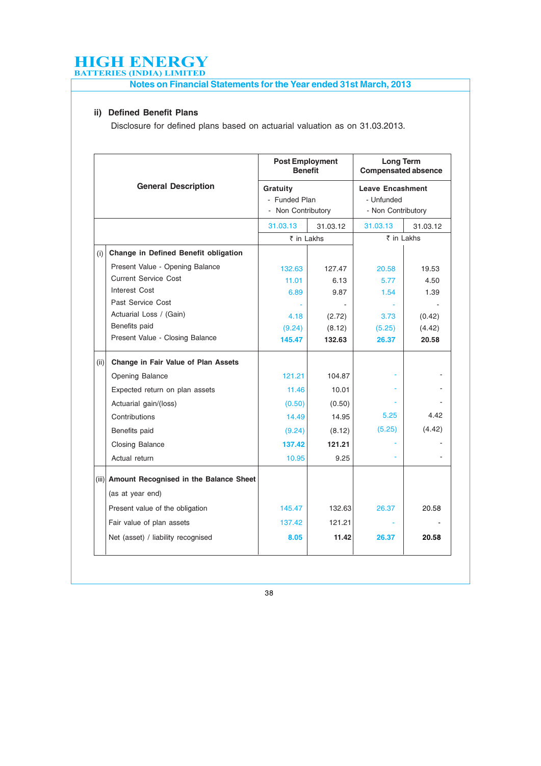HIGH ENERGY
BATTERIES (INDIA) LIMITED

## Notes on Financial Statements for the Year ended 31st March, 2013

### ii) Defined Benefit Plans

Disclosure for defined plans based on actuarial valuation as on 31.03.2013.

| | General Description | Post Employment Benefit | | Long Term Compensated absence | |
|---|---|---|---|---|---|
| | | **Gratuity**<br>- Funded Plan<br>- Non Contributory | | **Leave Encashment**<br>- Unfunded<br>- Non Contributory | |
| | | 31.03.13 | 31.03.12 | 31.03.13 | 31.03.12 |
| | | ₹ in Lakhs | | ₹ in Lakhs | |
| (i) | **Change in Defined Benefit obligation** | | | | |
| | Present Value - Opening Balance | 132.63 | 127.47 | 20.58 | 19.53 |
| | Current Service Cost | 11.01 | 6.13 | 5.77 | 4.50 |
| | Interest Cost | 6.89 | 9.87 | 1.54 | 1.39 |
| | Past Service Cost | - | - | - | - |
| | Actuarial Loss / (Gain) | 4.18 | (2.72) | 3.73 | (0.42) |
| | Benefits paid | (9.24) | (8.12) | (5.25) | (4.42) |
| | Present Value - Closing Balance | **145.47** | **132.63** | **26.37** | **20.58** |
| (ii) | **Change in Fair Value of Plan Assets** | | | | |
| | Opening Balance | 121.21 | 104.87 | - | - |
| | Expected return on plan assets | 11.46 | 10.01 | - | - |
| | Actuarial gain/(loss) | (0.50) | (0.50) | - | - |
| | Contributions | 14.49 | 14.95 | 5.25 | 4.42 |
| | Benefits paid | (9.24) | (8.12) | (5.25) | (4.42) |
| | Closing Balance | **137.42** | **121.21** | - | - |
| | Actual return | 10.95 | 9.25 | - | - |
| (iii) | **Amount Recognised in the Balance Sheet** | | | | |
| | (as at year end) | | | | |
| | Present value of the obligation | 145.47 | 132.63 | 26.37 | 20.58 |
| | Fair value of plan assets | 137.42 | 121.21 | - | - |
| | Net (asset) / liability recognised | **8.05** | **11.42** | **26.37** | **20.58** |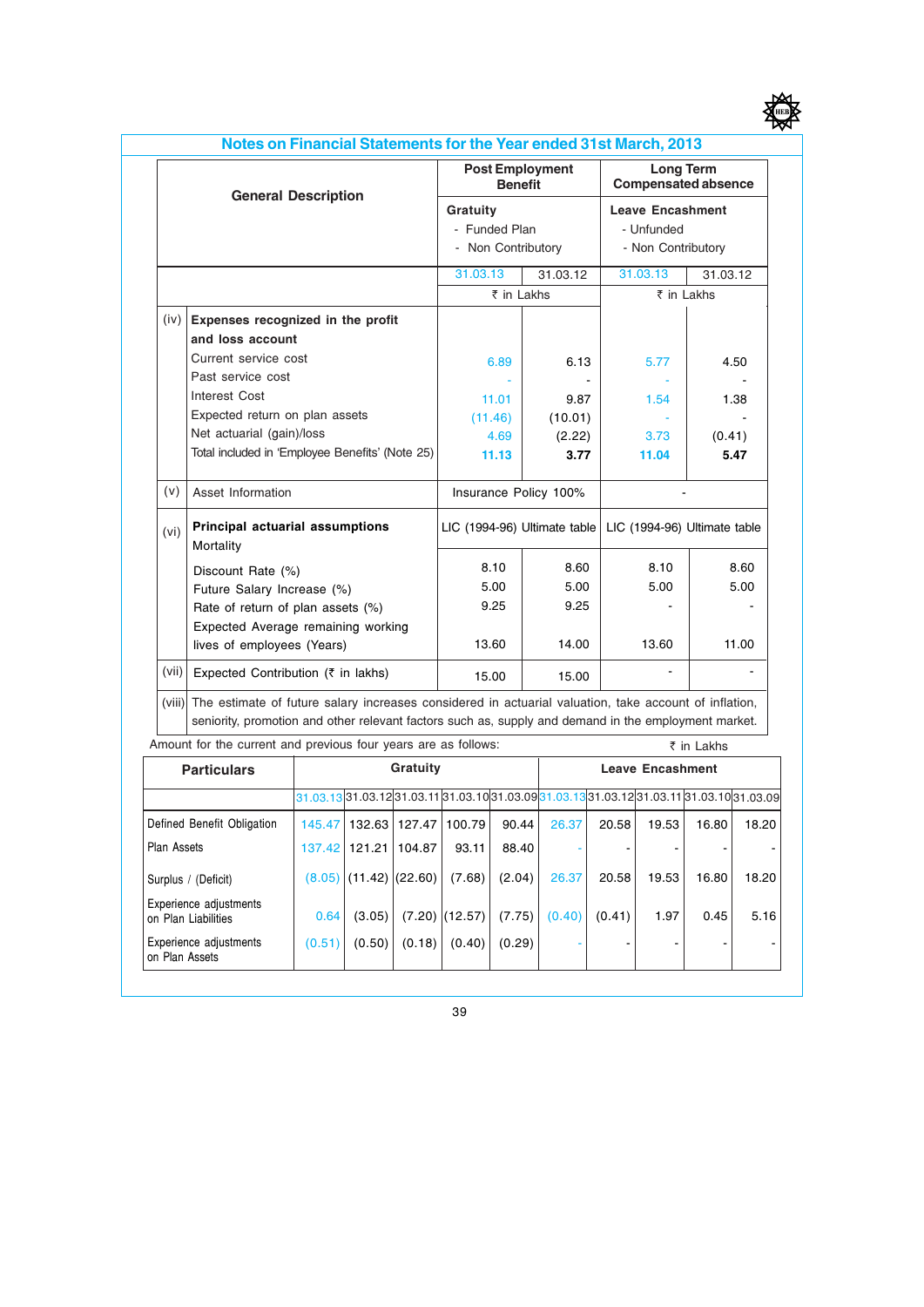## Notes on Financial Statements for the Year ended 31st March, 2013

| | General Description | Post Employment Benefit | | Long Term Compensated absence | |
|---|---|---|---|---|---|
| | | Gratuity - Funded Plan - Non Contributory | | Leave Encashment - Unfunded - Non Contributory | |
| | | 31.03.13 | 31.03.12 | 31.03.13 | 31.03.12 |
| | | ₹ in Lakhs | | ₹ in Lakhs | |
| (iv) | **Expenses recognized in the profit and loss account** | | | | |
| | Current service cost | 6.89 | 6.13 | 5.77 | 4.50 |
| | Past service cost | - | - | - | - |
| | Interest Cost | 11.01 | 9.87 | 1.54 | 1.38 |
| | Expected return on plan assets | (11.46) | (10.01) | - | - |
| | Net actuarial (gain)/loss | 4.69 | (2.22) | 3.73 | (0.41) |
| | Total included in 'Employee Benefits' (Note 25) | **11.13** | **3.77** | **11.04** | **5.47** |
| (v) | Asset Information | Insurance Policy 100% | | - | |
| (vi) | **Principal actuarial assumptions** Mortality | LIC (1994-96) Ultimate table | | LIC (1994-96) Ultimate table | |
| | Discount Rate (%) | 8.10 | 8.60 | 8.10 | 8.60 |
| | Future Salary Increase (%) | 5.00 | 5.00 | 5.00 | 5.00 |
| | Rate of return of plan assets (%) | 9.25 | 9.25 | - | - |
| | Expected Average remaining working lives of employees (Years) | 13.60 | 14.00 | 13.60 | 11.00 |
| (vii) | Expected Contribution (₹ in lakhs) | 15.00 | 15.00 | - | - |
| (viii) | The estimate of future salary increases considered in actuarial valuation, take account of inflation, seniority, promotion and other relevant factors such as, supply and demand in the employment market. | | | | |

Amount for the current and previous four years are as follows: ₹ in Lakhs

| Particulars | Gratuity | | | | | Leave Encashment | | | | |
|---|---|---|---|---|---|---|---|---|---|---|
| | 31.03.13 | 31.03.12 | 31.03.11 | 31.03.10 | 31.03.09 | 31.03.13 | 31.03.12 | 31.03.11 | 31.03.10 | 31.03.09 |
| Defined Benefit Obligation | 145.47 | 132.63 | 127.47 | 100.79 | 90.44 | 26.37 | 20.58 | 19.53 | 16.80 | 18.20 |
| Plan Assets | 137.42 | 121.21 | 104.87 | 93.11 | 88.40 | - | - | - | - | - |
| Surplus / (Deficit) | (8.05) | (11.42) | (22.60) | (7.68) | (2.04) | 26.37 | 20.58 | 19.53 | 16.80 | 18.20 |
| Experience adjustments on Plan Liabilities | 0.64 | (3.05) | (7.20) | (12.57) | (7.75) | (0.40) | (0.41) | 1.97 | 0.45 | 5.16 |
| Experience adjustments on Plan Assets | (0.51) | (0.50) | (0.18) | (0.40) | (0.29) | - | - | - | - | - |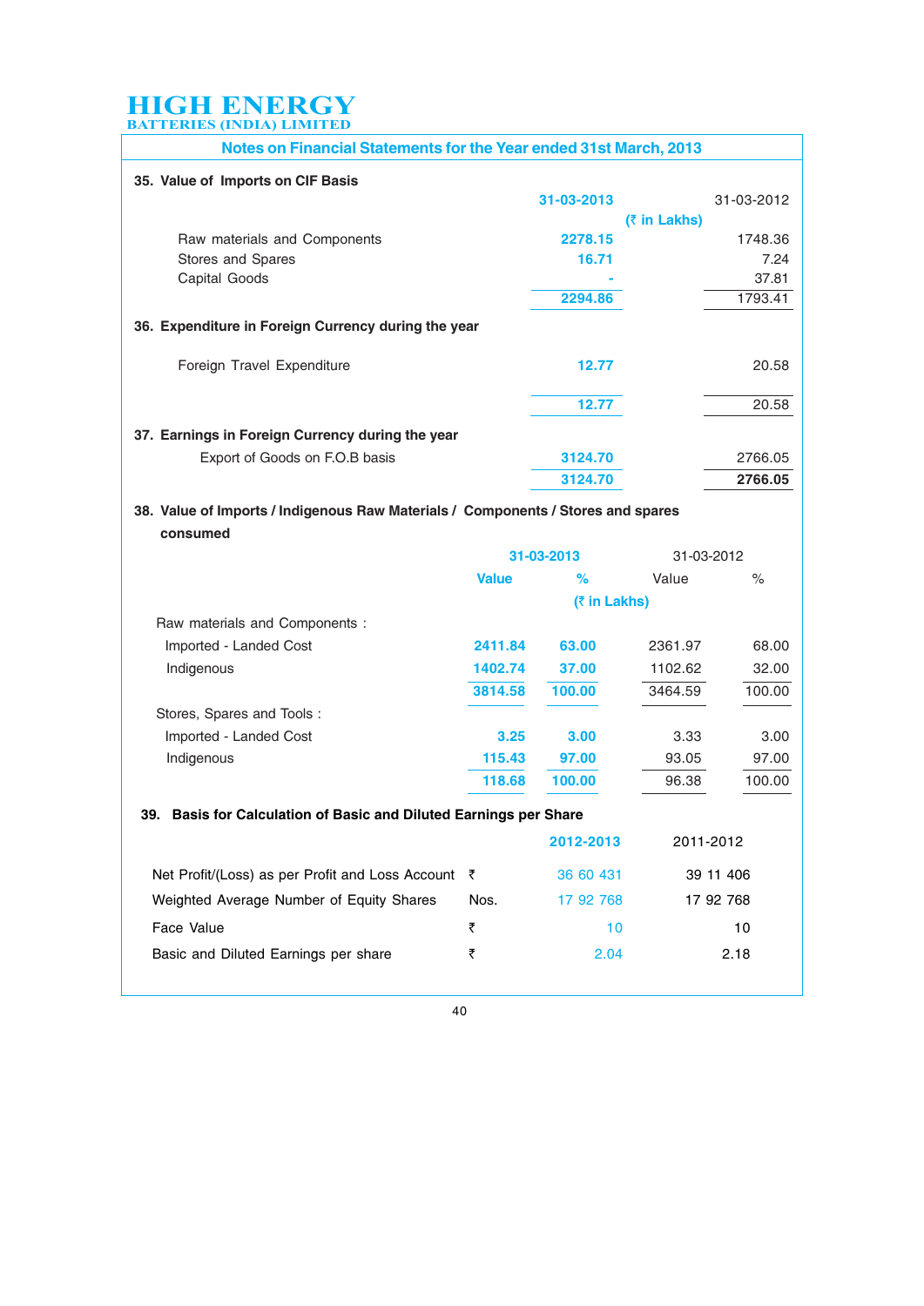# HIGH ENERGY
BATTERIES (INDIA) LIMITED

## Notes on Financial Statements for the Year ended 31st March, 2013

### 35. Value of Imports on CIF Basis

| | 31-03-2013 | 31-03-2012 |
|---|---|---|
| | (₹ in Lakhs) | |
| Raw materials and Components | 2278.15 | 1748.36 |
| Stores and Spares | 16.71 | 7.24 |
| Capital Goods | - | 37.81 |
| | 2294.86 | 1793.41 |

### 36. Expenditure in Foreign Currency during the year

| | 31-03-2013 | 31-03-2012 |
|---|---|---|
| Foreign Travel Expenditure | 12.77 | 20.58 |
| | 12.77 | 20.58 |

### 37. Earnings in Foreign Currency during the year

| | 31-03-2013 | 31-03-2012 |
|---|---|---|
| Export of Goods on F.O.B basis | 3124.70 | 2766.05 |
| | 3124.70 | 2766.05 |

### 38. Value of Imports / Indigenous Raw Materials / Components / Stores and spares consumed

| | 31-03-2013 | | 31-03-2012 | |
|---|---|---|---|---|
| | Value | % | Value | % |
| | (₹ in Lakhs) | | | |
| Raw materials and Components : | | | | |
| Imported - Landed Cost | 2411.84 | 63.00 | 2361.97 | 68.00 |
| Indigenous | 1402.74 | 37.00 | 1102.62 | 32.00 |
| | 3814.58 | 100.00 | 3464.59 | 100.00 |
| Stores, Spares and Tools : | | | | |
| Imported - Landed Cost | 3.25 | 3.00 | 3.33 | 3.00 |
| Indigenous | 115.43 | 97.00 | 93.05 | 97.00 |
| | 118.68 | 100.00 | 96.38 | 100.00 |

### 39. Basis for Calculation of Basic and Diluted Earnings per Share

| | | 2012-2013 | 2011-2012 |
|---|---|---|---|
| Net Profit/(Loss) as per Profit and Loss Account | ₹ | 36 60 431 | 39 11 406 |
| Weighted Average Number of Equity Shares | Nos. | 17 92 768 | 17 92 768 |
| Face Value | ₹ | 10 | 10 |
| Basic and Diluted Earnings per share | ₹ | 2.04 | 2.18 |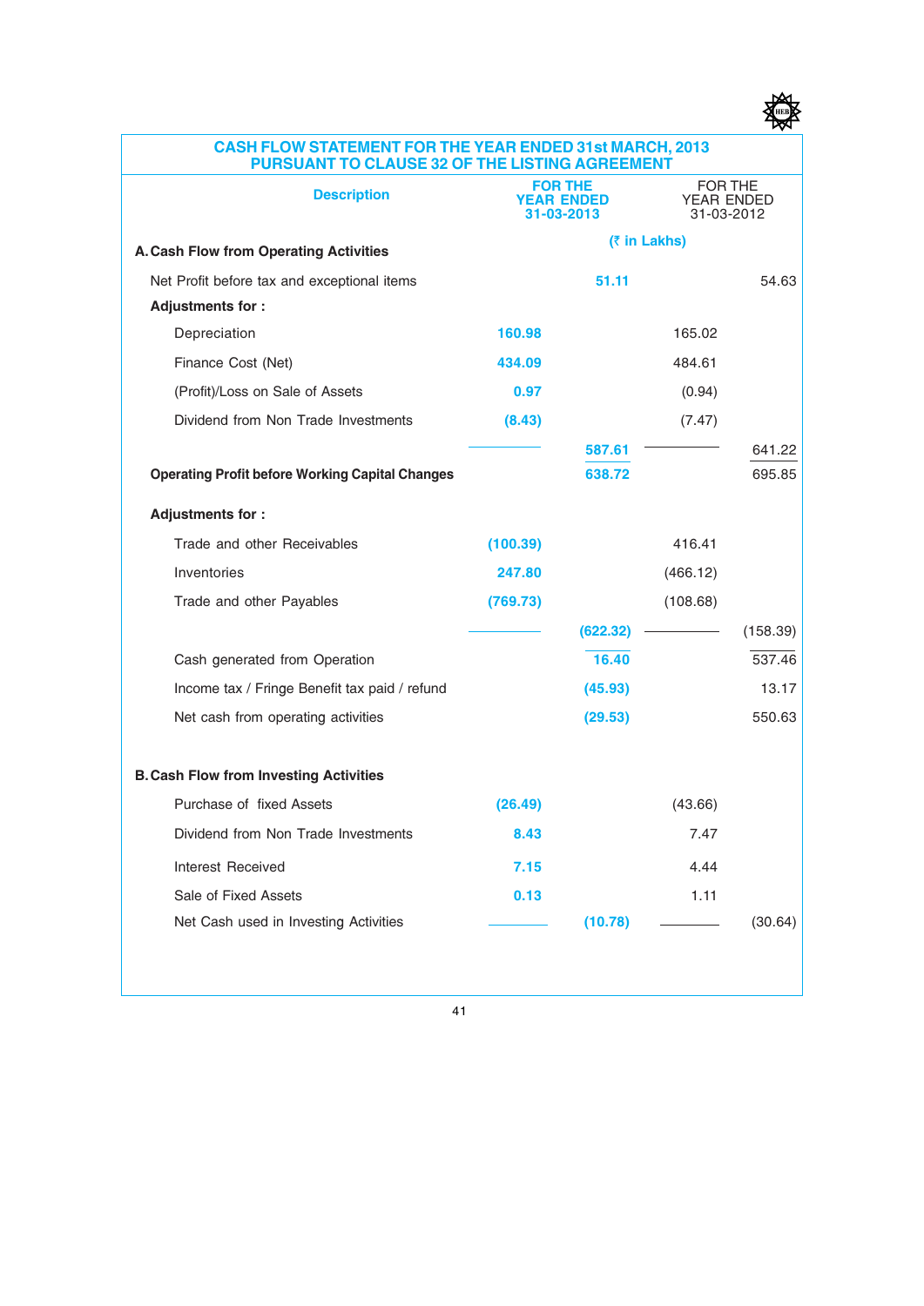## CASH FLOW STATEMENT FOR THE YEAR ENDED 31st MARCH, 2013 PURSUANT TO CLAUSE 32 OF THE LISTING AGREEMENT

| Description | FOR THE YEAR ENDED 31-03-2013 | | FOR THE YEAR ENDED 31-03-2012 | |
|---|---|---|---|---|
| | (₹ in Lakhs) | | | |
| **A. Cash Flow from Operating Activities** | | | | |
| Net Profit before tax and exceptional items | | 51.11 | | 54.63 |
| **Adjustments for :** | | | | |
| Depreciation | 160.98 | | 165.02 | |
| Finance Cost (Net) | 434.09 | | 484.61 | |
| (Profit)/Loss on Sale of Assets | 0.97 | | (0.94) | |
| Dividend from Non Trade Investments | (8.43) | | (7.47) | |
| | | 587.61 | | 641.22 |
| **Operating Profit before Working Capital Changes** | | 638.72 | | 695.85 |
| **Adjustments for :** | | | | |
| Trade and other Receivables | (100.39) | | 416.41 | |
| Inventories | 247.80 | | (466.12) | |
| Trade and other Payables | (769.73) | | (108.68) | |
| | | (622.32) | | (158.39) |
| Cash generated from Operation | | 16.40 | | 537.46 |
| Income tax / Fringe Benefit tax paid / refund | | (45.93) | | 13.17 |
| Net cash from operating activities | | (29.53) | | 550.63 |
| **B. Cash Flow from Investing Activities** | | | | |
| Purchase of fixed Assets | (26.49) | | (43.66) | |
| Dividend from Non Trade Investments | 8.43 | | 7.47 | |
| Interest Received | 7.15 | | 4.44 | |
| Sale of Fixed Assets | 0.13 | | 1.11 | |
| Net Cash used in Investing Activities | | (10.78) | | (30.64) |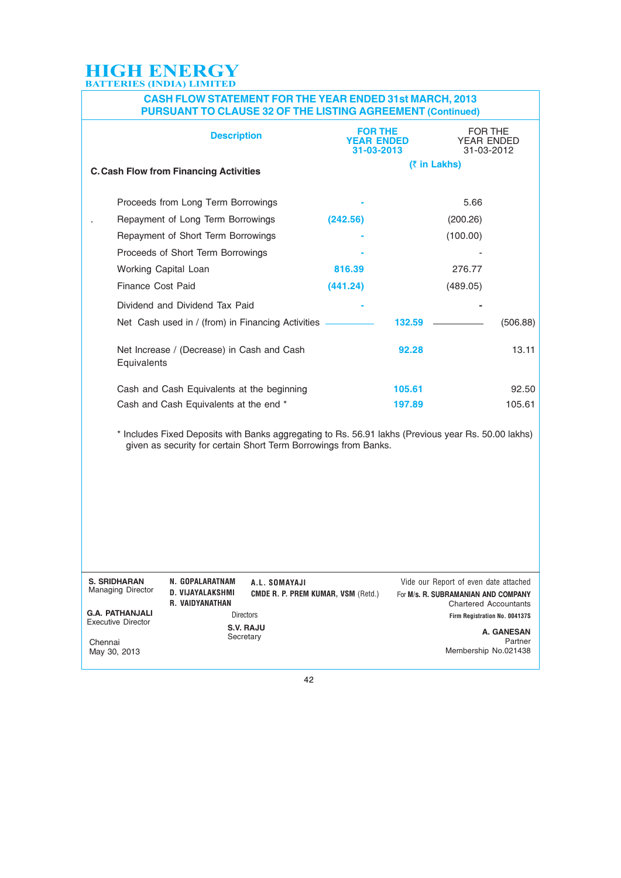**HIGH ENERGY**
**BATTERIES (INDIA) LIMITED**

## CASH FLOW STATEMENT FOR THE YEAR ENDED 31st MARCH, 2013 PURSUANT TO CLAUSE 32 OF THE LISTING AGREEMENT (Continued)

| Description | FOR THE YEAR ENDED 31-03-2013 | | FOR THE YEAR ENDED 31-03-2012 | |
|---|---|---|---|---|
| | (₹ in Lakhs) | | | |
| **C. Cash Flow from Financing Activities** | | | | |
| Proceeds from Long Term Borrowings | - | | 5.66 | |
| Repayment of Long Term Borrowings | (242.56) | | (200.26) | |
| Repayment of Short Term Borrowings | - | | (100.00) | |
| Proceeds of Short Term Borrowings | - | | - | |
| Working Capital Loan | 816.39 | | 276.77 | |
| Finance Cost Paid | (441.24) | | (489.05) | |
| Dividend and Dividend Tax Paid | - | | - | |
| Net Cash used in / (from) in Financing Activities | | 132.59 | | (506.88) |
| Net Increase / (Decrease) in Cash and Cash Equivalents | | 92.28 | | 13.11 |
| Cash and Cash Equivalents at the beginning | | 105.61 | | 92.50 |
| Cash and Cash Equivalents at the end * | | 197.89 | | 105.61 |

\* Includes Fixed Deposits with Banks aggregating to Rs. 56.91 lakhs (Previous year Rs. 50.00 lakhs) given as security for certain Short Term Borrowings from Banks.

**S. SRIDHARAN**
Managing Director

**G.A. PATHANJALI**
Executive Director

Chennai
May 30, 2013

**N. GOPALARATNAM**
**D. VIJAYALAKSHMI**
**R. VAIDYANATHAN**

**A.L. SOMAYAJI**
**CMDE R. P. PREM KUMAR, VSM** (Retd.)

Directors

**S.V. RAJU**
Secretary

Vide our Report of even date attached
For **M/s. R. SUBRAMANIAN AND COMPANY**
Chartered Accountants
**Firm Registration No. 004137S**

**A. GANESAN**
Partner
Membership No.021438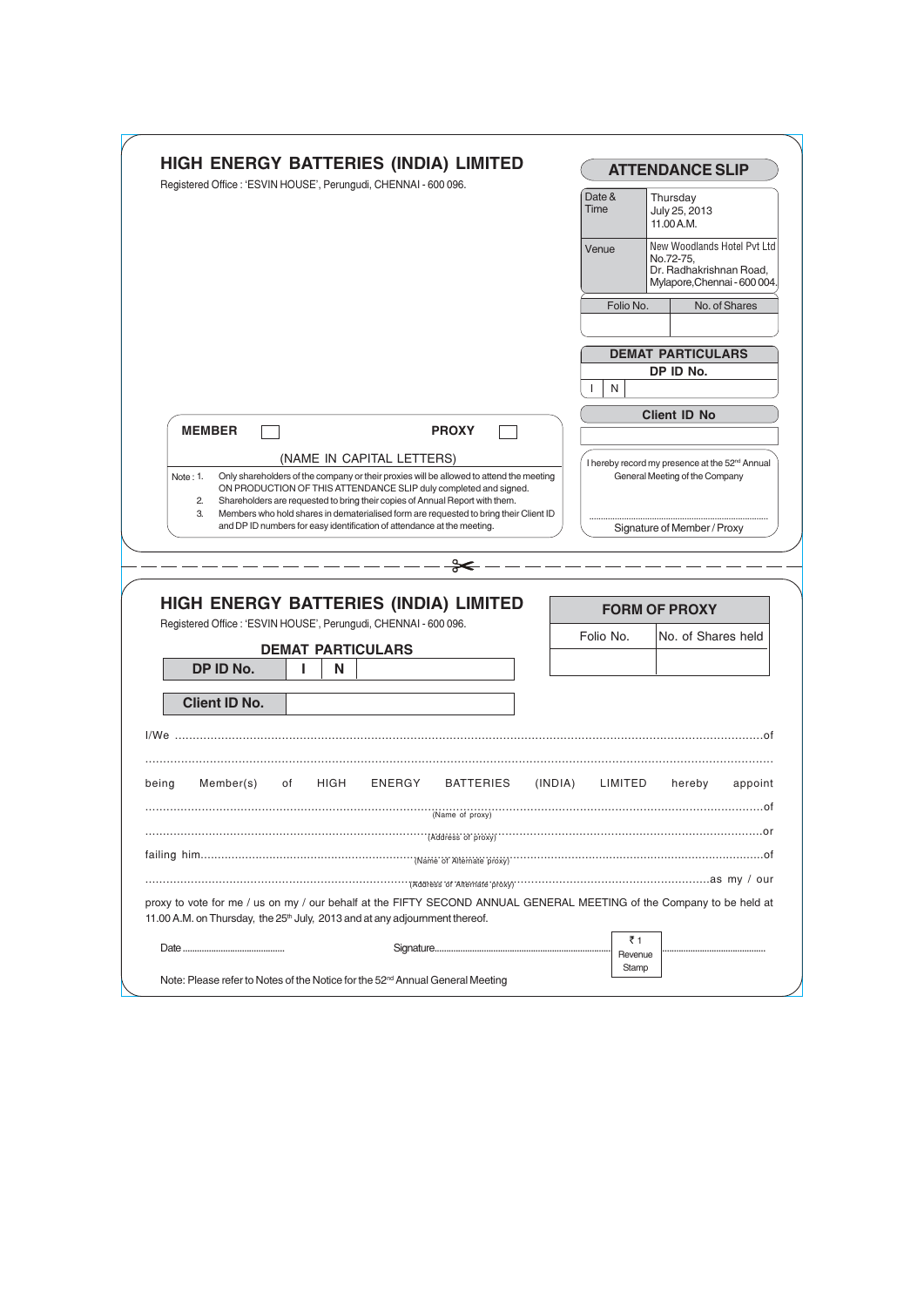# HIGH ENERGY BATTERIES (INDIA) LIMITED

Registered Office : 'ESVIN HOUSE', Perungudi, CHENNAI - 600 096.

## ATTENDANCE SLIP

| Date & Time | Thursday July 25, 2013 11.00 A.M. |
|---|---|
| Venue | New Woodlands Hotel Pvt Ltd No.72-75, Dr. Radhakrishnan Road, Mylapore, Chennai - 600 004. |

| Folio No. | No. of Shares |
|---|---|
| | |

**DEMAT PARTICULARS**

**DP ID No.**

| I | N | |
|---|---|---|

**Client ID No**

| |
|---|

**MEMBER** ☐ **PROXY** ☐

(NAME IN CAPITAL LETTERS)

Note : 1. Only shareholders of the company or their proxies will be allowed to attend the meeting ON PRODUCTION OF THIS ATTENDANCE SLIP duly completed and signed.

2. Shareholders are requested to bring their copies of Annual Report with them.

3. Members who hold shares in dematerialised form are requested to bring their Client ID and DP ID numbers for easy identification of attendance at the meeting.

I hereby record my presence at the 52nd Annual General Meeting of the Company

.....................................................

Signature of Member / Proxy

---

# HIGH ENERGY BATTERIES (INDIA) LIMITED

Registered Office : 'ESVIN HOUSE', Perungudi, CHENNAI - 600 096.

## FORM OF PROXY

| Folio No. | No. of Shares held |
|---|---|
| | |

**DEMAT PARTICULARS**

| DP ID No. | I | N | |
|---|---|---|---|

| Client ID No. | |
|---|---|

I/We ..................................................................................................................................................... of

.......................................................................................................................................................................

being Member(s) of HIGH ENERGY BATTERIES (INDIA) LIMITED hereby appoint

..................................................................... (Name of proxy) ..................................................................... of

..................................................................... (Address of proxy) ..................................................................... or

failing him ..................................................................... (Name of Alternate proxy) ..................................................................... of

..................................................................... (Address of Alternate proxy) ..................................................................... as my / our

proxy to vote for me / us on my / our behalf at the FIFTY SECOND ANNUAL GENERAL MEETING of the Company to be held at 11.00 A.M. on Thursday, the 25th July, 2013 and at any adjournment thereof.

Date .......................................... Signature .......................................................... ₹ 1 Revenue Stamp ..........................................

Note: Please refer to Notes of the Notice for the 52nd Annual General Meeting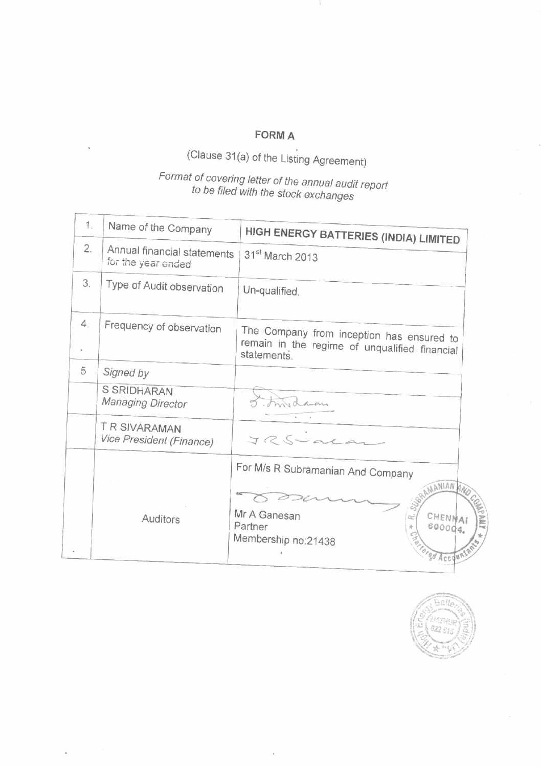# FORM A

(Clause 31(a) of the Listing Agreement)

*Format of covering letter of the annual audit report to be filed with the stock exchanges*

| | | |
|---|---|---|
| 1. | Name of the Company | **HIGH ENERGY BATTERIES (INDIA) LIMITED** |
| 2. | Annual financial statements for the year ended | 31st March 2013 |
| 3. | Type of Audit observation | Un-qualified. |
| 4. | Frequency of observation | The Company from inception has ensured to remain in the regime of unqualified financial statements. |
| 5 | *Signed by* | |
| | S SRIDHARAN<br>*Managing Director* | |
| | T R SIVARAMAN<br>*Vice President (Finance)* | |
| | Auditors | For M/s R Subramanian And Company<br><br>Mr A Ganesan<br>Partner<br>Membership no:21438 |